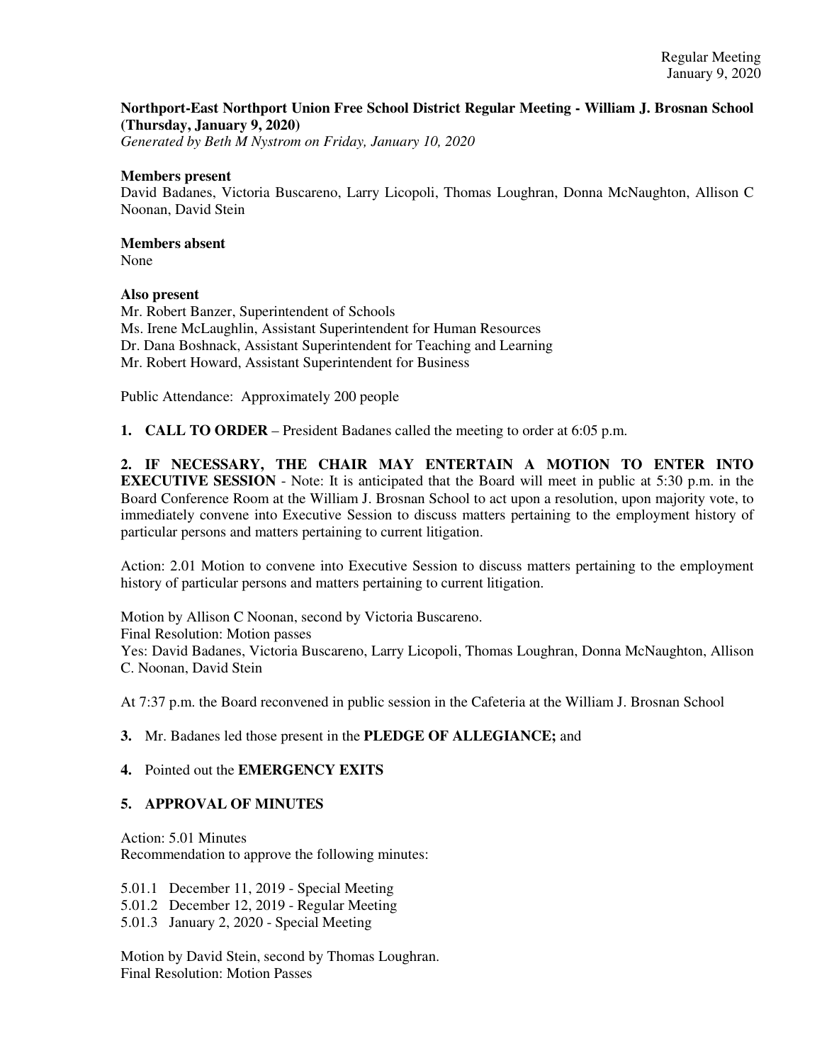**Northport-East Northport Union Free School District Regular Meeting - William J. Brosnan School (Thursday, January 9, 2020)**
*Generated by Beth M Nystrom on Friday, January 10, 2020*

**Members present**
David Badanes, Victoria Buscareno, Larry Licopoli, Thomas Loughran, Donna McNaughton, Allison C Noonan, David Stein

**Members absent**
None

**Also present**
Mr. Robert Banzer, Superintendent of Schools
Ms. Irene McLaughlin, Assistant Superintendent for Human Resources
Dr. Dana Boshnack, Assistant Superintendent for Teaching and Learning
Mr. Robert Howard, Assistant Superintendent for Business

Public Attendance: Approximately 200 people

**1. CALL TO ORDER** – President Badanes called the meeting to order at 6:05 p.m.

**2. IF NECESSARY, THE CHAIR MAY ENTERTAIN A MOTION TO ENTER INTO EXECUTIVE SESSION** - Note: It is anticipated that the Board will meet in public at 5:30 p.m. in the Board Conference Room at the William J. Brosnan School to act upon a resolution, upon majority vote, to immediately convene into Executive Session to discuss matters pertaining to the employment history of particular persons and matters pertaining to current litigation.

Action: 2.01 Motion to convene into Executive Session to discuss matters pertaining to the employment history of particular persons and matters pertaining to current litigation.

Motion by Allison C Noonan, second by Victoria Buscareno.
Final Resolution: Motion passes
Yes: David Badanes, Victoria Buscareno, Larry Licopoli, Thomas Loughran, Donna McNaughton, Allison C. Noonan, David Stein

At 7:37 p.m. the Board reconvened in public session in the Cafeteria at the William J. Brosnan School

**3.** Mr. Badanes led those present in the **PLEDGE OF ALLEGIANCE;** and

**4.** Pointed out the **EMERGENCY EXITS**

**5. APPROVAL OF MINUTES**

Action: 5.01 Minutes
Recommendation to approve the following minutes:

5.01.1 December 11, 2019 - Special Meeting
5.01.2 December 12, 2019 - Regular Meeting
5.01.3 January 2, 2020 - Special Meeting

Motion by David Stein, second by Thomas Loughran.
Final Resolution: Motion Passes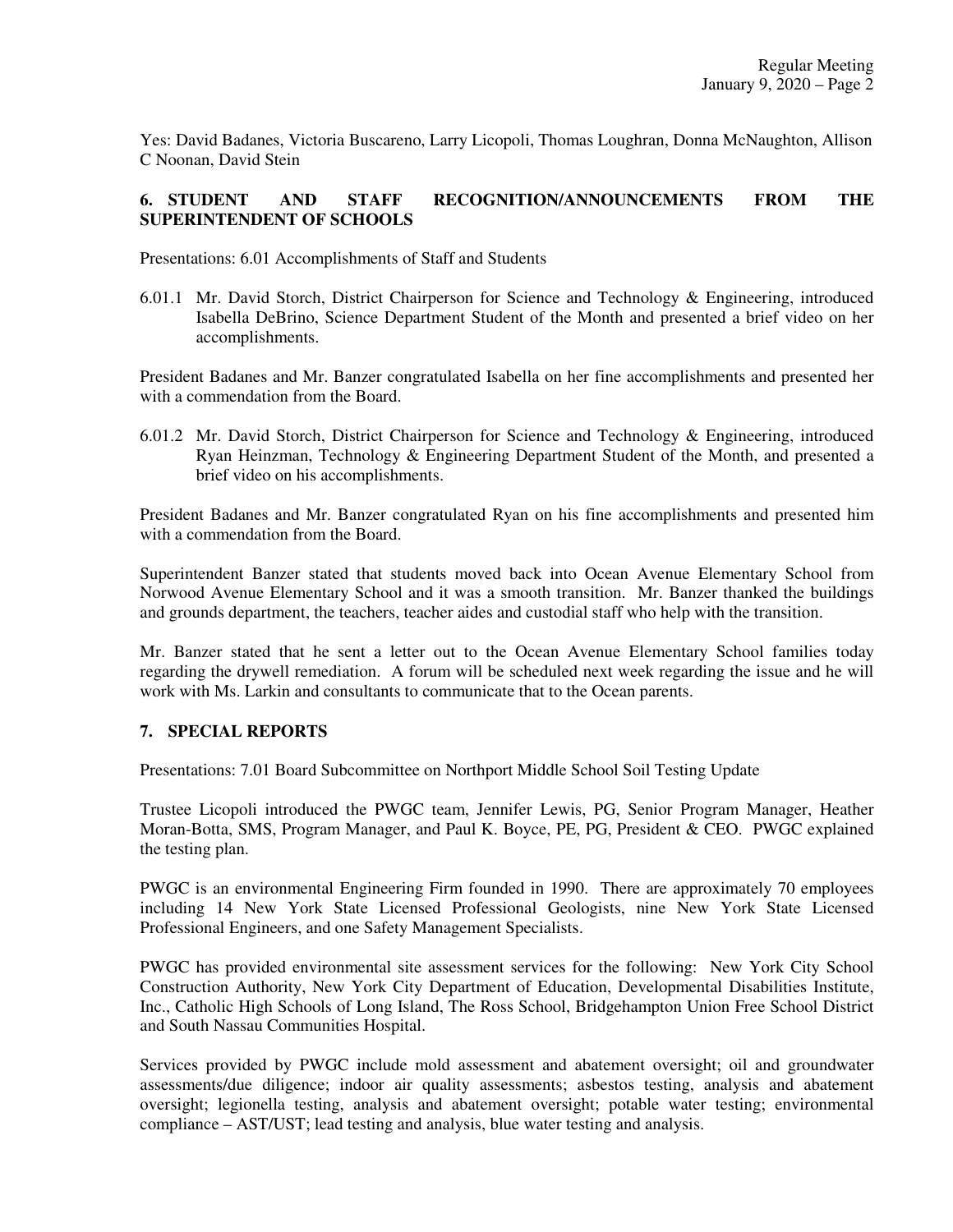Yes: David Badanes, Victoria Buscareno, Larry Licopoli, Thomas Loughran, Donna McNaughton, Allison C Noonan, David Stein

## 6. STUDENT AND STAFF RECOGNITION/ANNOUNCEMENTS FROM THE SUPERINTENDENT OF SCHOOLS

Presentations: 6.01 Accomplishments of Staff and Students

6.01.1 Mr. David Storch, District Chairperson for Science and Technology & Engineering, introduced Isabella DeBrino, Science Department Student of the Month and presented a brief video on her accomplishments.

President Badanes and Mr. Banzer congratulated Isabella on her fine accomplishments and presented her with a commendation from the Board.

6.01.2 Mr. David Storch, District Chairperson for Science and Technology & Engineering, introduced Ryan Heinzman, Technology & Engineering Department Student of the Month, and presented a brief video on his accomplishments.

President Badanes and Mr. Banzer congratulated Ryan on his fine accomplishments and presented him with a commendation from the Board.

Superintendent Banzer stated that students moved back into Ocean Avenue Elementary School from Norwood Avenue Elementary School and it was a smooth transition. Mr. Banzer thanked the buildings and grounds department, the teachers, teacher aides and custodial staff who help with the transition.

Mr. Banzer stated that he sent a letter out to the Ocean Avenue Elementary School families today regarding the drywell remediation. A forum will be scheduled next week regarding the issue and he will work with Ms. Larkin and consultants to communicate that to the Ocean parents.

## 7. SPECIAL REPORTS

Presentations: 7.01 Board Subcommittee on Northport Middle School Soil Testing Update

Trustee Licopoli introduced the PWGC team, Jennifer Lewis, PG, Senior Program Manager, Heather Moran-Botta, SMS, Program Manager, and Paul K. Boyce, PE, PG, President & CEO. PWGC explained the testing plan.

PWGC is an environmental Engineering Firm founded in 1990. There are approximately 70 employees including 14 New York State Licensed Professional Geologists, nine New York State Licensed Professional Engineers, and one Safety Management Specialists.

PWGC has provided environmental site assessment services for the following: New York City School Construction Authority, New York City Department of Education, Developmental Disabilities Institute, Inc., Catholic High Schools of Long Island, The Ross School, Bridgehampton Union Free School District and South Nassau Communities Hospital.

Services provided by PWGC include mold assessment and abatement oversight; oil and groundwater assessments/due diligence; indoor air quality assessments; asbestos testing, analysis and abatement oversight; legionella testing, analysis and abatement oversight; potable water testing; environmental compliance – AST/UST; lead testing and analysis, blue water testing and analysis.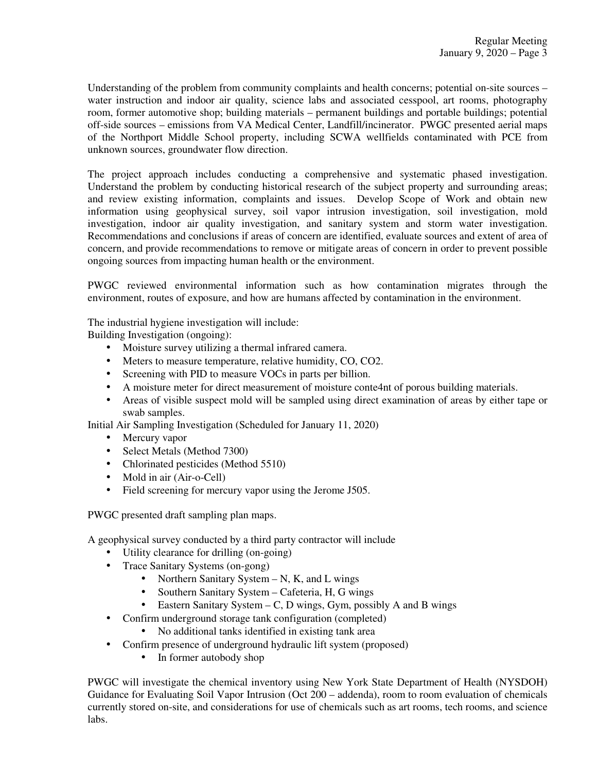Understanding of the problem from community complaints and health concerns; potential on-site sources – water instruction and indoor air quality, science labs and associated cesspool, art rooms, photography room, former automotive shop; building materials – permanent buildings and portable buildings; potential off-side sources – emissions from VA Medical Center, Landfill/incinerator. PWGC presented aerial maps of the Northport Middle School property, including SCWA wellfields contaminated with PCE from unknown sources, groundwater flow direction.

The project approach includes conducting a comprehensive and systematic phased investigation. Understand the problem by conducting historical research of the subject property and surrounding areas; and review existing information, complaints and issues. Develop Scope of Work and obtain new information using geophysical survey, soil vapor intrusion investigation, soil investigation, mold investigation, indoor air quality investigation, and sanitary system and storm water investigation. Recommendations and conclusions if areas of concern are identified, evaluate sources and extent of area of concern, and provide recommendations to remove or mitigate areas of concern in order to prevent possible ongoing sources from impacting human health or the environment.

PWGC reviewed environmental information such as how contamination migrates through the environment, routes of exposure, and how are humans affected by contamination in the environment.

The industrial hygiene investigation will include:

Building Investigation (ongoing):

- Moisture survey utilizing a thermal infrared camera.
- Meters to measure temperature, relative humidity, CO, CO2.
- Screening with PID to measure VOCs in parts per billion.
- A moisture meter for direct measurement of moisture conte4nt of porous building materials.
- Areas of visible suspect mold will be sampled using direct examination of areas by either tape or swab samples.

Initial Air Sampling Investigation (Scheduled for January 11, 2020)

- Mercury vapor
- Select Metals (Method 7300)
- Chlorinated pesticides (Method 5510)
- Mold in air (Air-o-Cell)
- Field screening for mercury vapor using the Jerome J505.

PWGC presented draft sampling plan maps.

A geophysical survey conducted by a third party contractor will include

- Utility clearance for drilling (on-going)
- Trace Sanitary Systems (on-gong)
  - Northern Sanitary System – N, K, and L wings
  - Southern Sanitary System – Cafeteria, H, G wings
  - Eastern Sanitary System – C, D wings, Gym, possibly A and B wings
- Confirm underground storage tank configuration (completed)
  - No additional tanks identified in existing tank area
- Confirm presence of underground hydraulic lift system (proposed)
  - In former autobody shop

PWGC will investigate the chemical inventory using New York State Department of Health (NYSDOH) Guidance for Evaluating Soil Vapor Intrusion (Oct 200 – addenda), room to room evaluation of chemicals currently stored on-site, and considerations for use of chemicals such as art rooms, tech rooms, and science labs.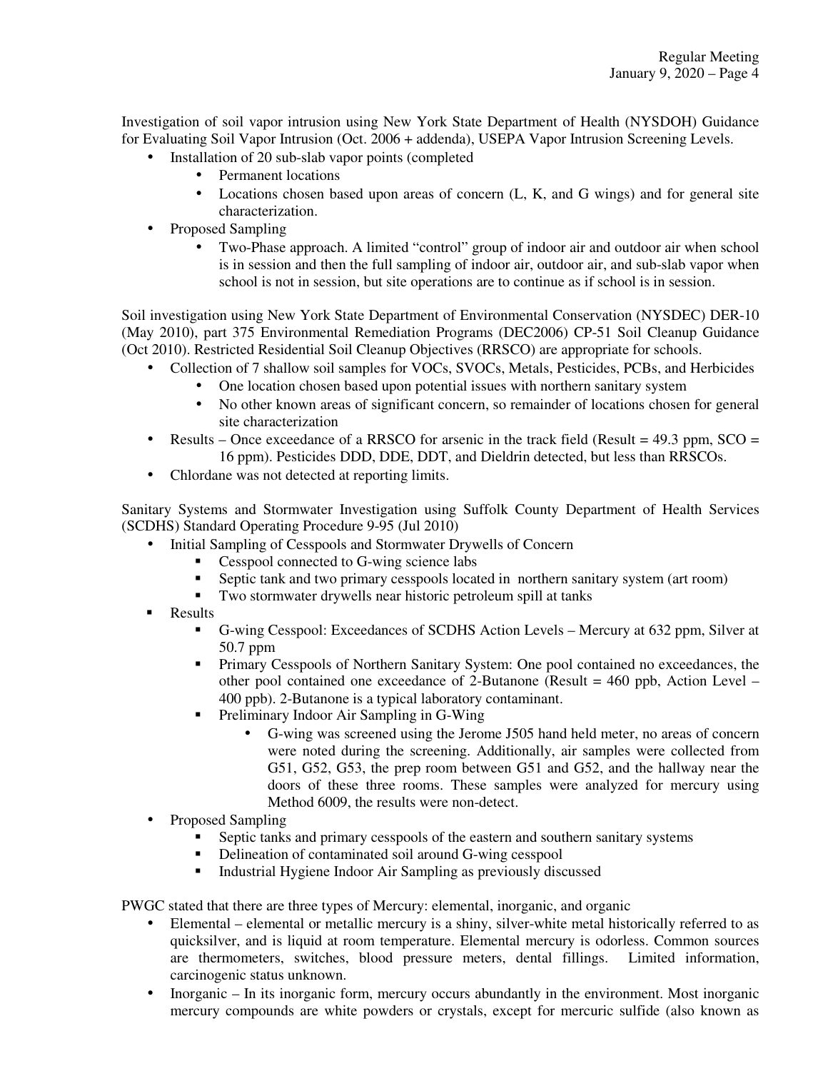Investigation of soil vapor intrusion using New York State Department of Health (NYSDOH) Guidance for Evaluating Soil Vapor Intrusion (Oct. 2006 + addenda), USEPA Vapor Intrusion Screening Levels.

- Installation of 20 sub-slab vapor points (completed
  - Permanent locations
  - Locations chosen based upon areas of concern (L, K, and G wings) and for general site characterization.
- Proposed Sampling
  - Two-Phase approach. A limited "control" group of indoor air and outdoor air when school is in session and then the full sampling of indoor air, outdoor air, and sub-slab vapor when school is not in session, but site operations are to continue as if school is in session.

Soil investigation using New York State Department of Environmental Conservation (NYSDEC) DER-10 (May 2010), part 375 Environmental Remediation Programs (DEC2006) CP-51 Soil Cleanup Guidance (Oct 2010). Restricted Residential Soil Cleanup Objectives (RRSCO) are appropriate for schools.

- Collection of 7 shallow soil samples for VOCs, SVOCs, Metals, Pesticides, PCBs, and Herbicides
  - One location chosen based upon potential issues with northern sanitary system
  - No other known areas of significant concern, so remainder of locations chosen for general site characterization
- Results – Once exceedance of a RRSCO for arsenic in the track field (Result = 49.3 ppm, SCO = 16 ppm). Pesticides DDD, DDE, DDT, and Dieldrin detected, but less than RRSCOs.
- Chlordane was not detected at reporting limits.

Sanitary Systems and Stormwater Investigation using Suffolk County Department of Health Services (SCDHS) Standard Operating Procedure 9-95 (Jul 2010)

- Initial Sampling of Cesspools and Stormwater Drywells of Concern
  - Cesspool connected to G-wing science labs
  - Septic tank and two primary cesspools located in northern sanitary system (art room)
  - Two stormwater drywells near historic petroleum spill at tanks
- Results
  - G-wing Cesspool: Exceedances of SCDHS Action Levels – Mercury at 632 ppm, Silver at 50.7 ppm
  - Primary Cesspools of Northern Sanitary System: One pool contained no exceedances, the other pool contained one exceedance of 2-Butanone (Result = 460 ppb, Action Level – 400 ppb). 2-Butanone is a typical laboratory contaminant.
  - Preliminary Indoor Air Sampling in G-Wing
    - G-wing was screened using the Jerome J505 hand held meter, no areas of concern were noted during the screening. Additionally, air samples were collected from G51, G52, G53, the prep room between G51 and G52, and the hallway near the doors of these three rooms. These samples were analyzed for mercury using Method 6009, the results were non-detect.
- Proposed Sampling
  - Septic tanks and primary cesspools of the eastern and southern sanitary systems
  - Delineation of contaminated soil around G-wing cesspool
  - Industrial Hygiene Indoor Air Sampling as previously discussed

PWGC stated that there are three types of Mercury: elemental, inorganic, and organic

- Elemental – elemental or metallic mercury is a shiny, silver-white metal historically referred to as quicksilver, and is liquid at room temperature. Elemental mercury is odorless. Common sources are thermometers, switches, blood pressure meters, dental fillings. Limited information, carcinogenic status unknown.
- Inorganic – In its inorganic form, mercury occurs abundantly in the environment. Most inorganic mercury compounds are white powders or crystals, except for mercuric sulfide (also known as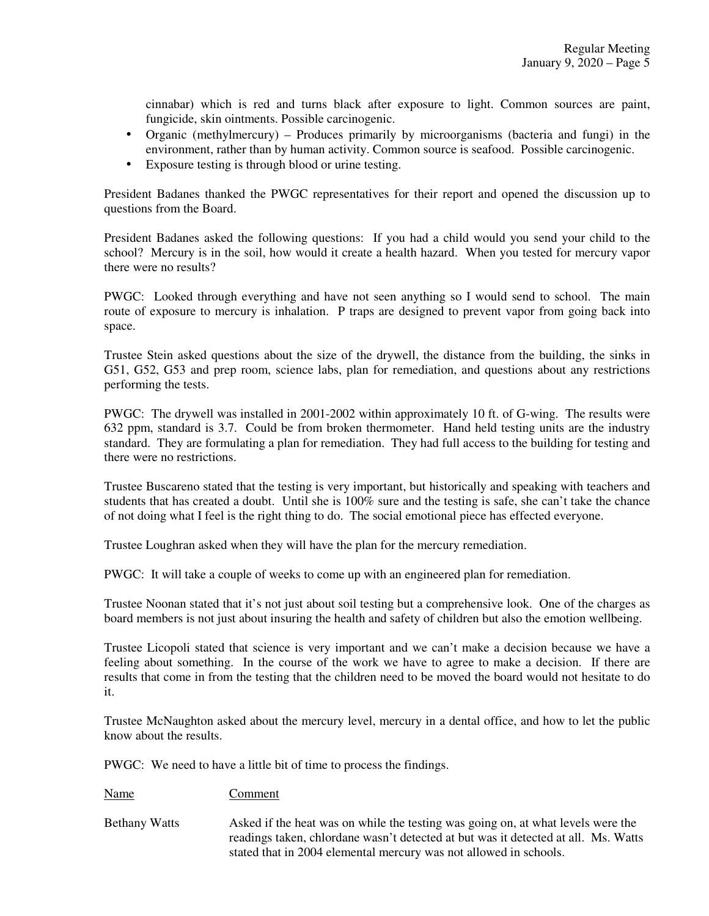cinnabar) which is red and turns black after exposure to light. Common sources are paint, fungicide, skin ointments. Possible carcinogenic.

- Organic (methylmercury) – Produces primarily by microorganisms (bacteria and fungi) in the environment, rather than by human activity. Common source is seafood. Possible carcinogenic.
- Exposure testing is through blood or urine testing.

President Badanes thanked the PWGC representatives for their report and opened the discussion up to questions from the Board.

President Badanes asked the following questions: If you had a child would you send your child to the school? Mercury is in the soil, how would it create a health hazard. When you tested for mercury vapor there were no results?

PWGC: Looked through everything and have not seen anything so I would send to school. The main route of exposure to mercury is inhalation. P traps are designed to prevent vapor from going back into space.

Trustee Stein asked questions about the size of the drywell, the distance from the building, the sinks in G51, G52, G53 and prep room, science labs, plan for remediation, and questions about any restrictions performing the tests.

PWGC: The drywell was installed in 2001-2002 within approximately 10 ft. of G-wing. The results were 632 ppm, standard is 3.7. Could be from broken thermometer. Hand held testing units are the industry standard. They are formulating a plan for remediation. They had full access to the building for testing and there were no restrictions.

Trustee Buscareno stated that the testing is very important, but historically and speaking with teachers and students that has created a doubt. Until she is 100% sure and the testing is safe, she can't take the chance of not doing what I feel is the right thing to do. The social emotional piece has effected everyone.

Trustee Loughran asked when they will have the plan for the mercury remediation.

PWGC: It will take a couple of weeks to come up with an engineered plan for remediation.

Trustee Noonan stated that it's not just about soil testing but a comprehensive look. One of the charges as board members is not just about insuring the health and safety of children but also the emotion wellbeing.

Trustee Licopoli stated that science is very important and we can't make a decision because we have a feeling about something. In the course of the work we have to agree to make a decision. If there are results that come in from the testing that the children need to be moved the board would not hesitate to do it.

Trustee McNaughton asked about the mercury level, mercury in a dental office, and how to let the public know about the results.

PWGC: We need to have a little bit of time to process the findings.

| Name | Comment |
|---|---|
| Bethany Watts | Asked if the heat was on while the testing was going on, at what levels were the readings taken, chlordane wasn't detected at but was it detected at all. Ms. Watts stated that in 2004 elemental mercury was not allowed in schools. |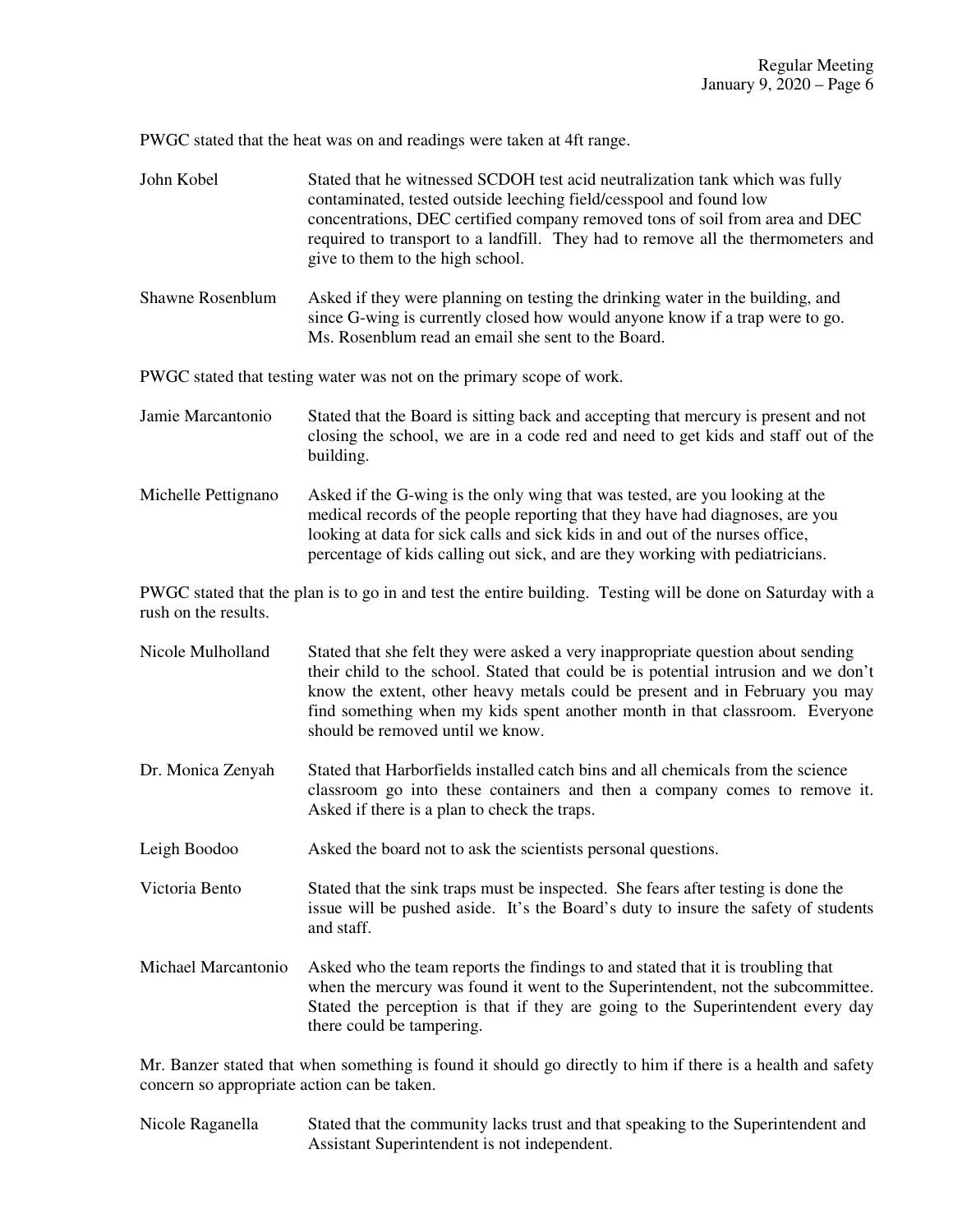PWGC stated that the heat was on and readings were taken at 4ft range.

John Kobel — Stated that he witnessed SCDOH test acid neutralization tank which was fully contaminated, tested outside leeching field/cesspool and found low concentrations, DEC certified company removed tons of soil from area and DEC required to transport to a landfill. They had to remove all the thermometers and give to them to the high school.

Shawne Rosenblum — Asked if they were planning on testing the drinking water in the building, and since G-wing is currently closed how would anyone know if a trap were to go. Ms. Rosenblum read an email she sent to the Board.

PWGC stated that testing water was not on the primary scope of work.

Jamie Marcantonio — Stated that the Board is sitting back and accepting that mercury is present and not closing the school, we are in a code red and need to get kids and staff out of the building.

Michelle Pettignano — Asked if the G-wing is the only wing that was tested, are you looking at the medical records of the people reporting that they have had diagnoses, are you looking at data for sick calls and sick kids in and out of the nurses office, percentage of kids calling out sick, and are they working with pediatricians.

PWGC stated that the plan is to go in and test the entire building. Testing will be done on Saturday with a rush on the results.

Nicole Mulholland — Stated that she felt they were asked a very inappropriate question about sending their child to the school. Stated that could be is potential intrusion and we don't know the extent, other heavy metals could be present and in February you may find something when my kids spent another month in that classroom. Everyone should be removed until we know.

Dr. Monica Zenyah — Stated that Harborfields installed catch bins and all chemicals from the science classroom go into these containers and then a company comes to remove it. Asked if there is a plan to check the traps.

Leigh Boodoo — Asked the board not to ask the scientists personal questions.

Victoria Bento — Stated that the sink traps must be inspected. She fears after testing is done the issue will be pushed aside. It's the Board's duty to insure the safety of students and staff.

Michael Marcantonio — Asked who the team reports the findings to and stated that it is troubling that when the mercury was found it went to the Superintendent, not the subcommittee. Stated the perception is that if they are going to the Superintendent every day there could be tampering.

Mr. Banzer stated that when something is found it should go directly to him if there is a health and safety concern so appropriate action can be taken.

Nicole Raganella — Stated that the community lacks trust and that speaking to the Superintendent and Assistant Superintendent is not independent.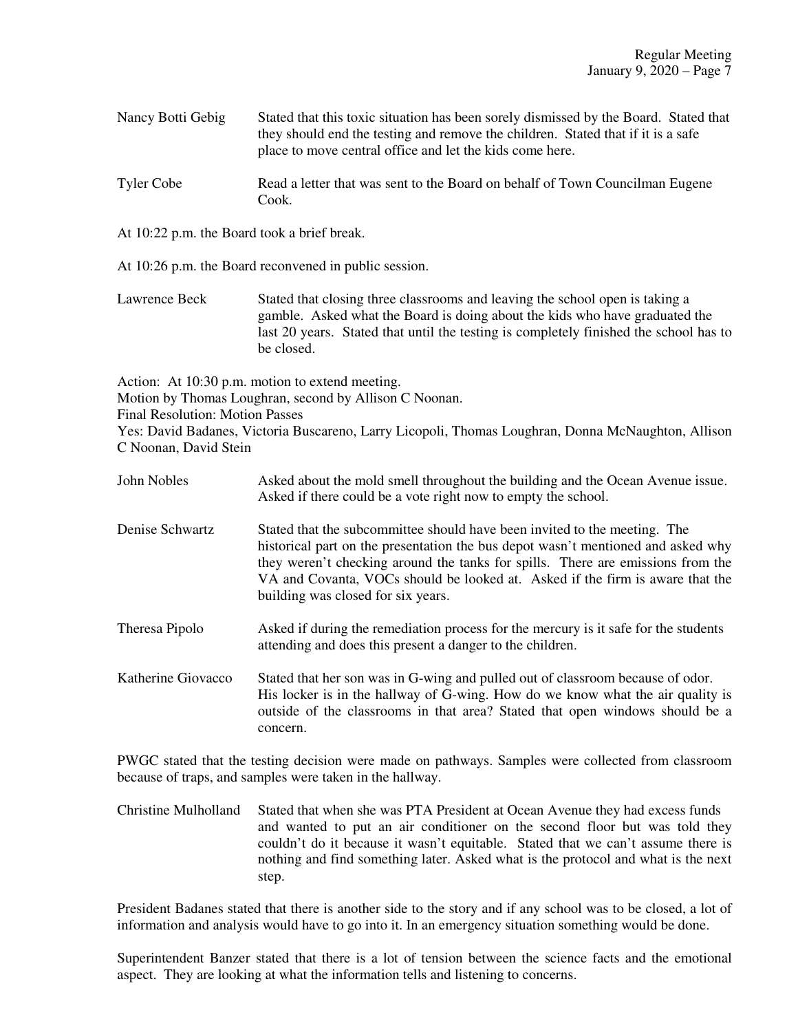Nancy Botti Gebig Stated that this toxic situation has been sorely dismissed by the Board. Stated that they should end the testing and remove the children. Stated that if it is a safe place to move central office and let the kids come here.

Tyler Cobe Read a letter that was sent to the Board on behalf of Town Councilman Eugene Cook.

At 10:22 p.m. the Board took a brief break.

At 10:26 p.m. the Board reconvened in public session.

Lawrence Beck Stated that closing three classrooms and leaving the school open is taking a gamble. Asked what the Board is doing about the kids who have graduated the last 20 years. Stated that until the testing is completely finished the school has to be closed.

Action: At 10:30 p.m. motion to extend meeting.
Motion by Thomas Loughran, second by Allison C Noonan.
Final Resolution: Motion Passes
Yes: David Badanes, Victoria Buscareno, Larry Licopoli, Thomas Loughran, Donna McNaughton, Allison C Noonan, David Stein

John Nobles Asked about the mold smell throughout the building and the Ocean Avenue issue. Asked if there could be a vote right now to empty the school.

Denise Schwartz Stated that the subcommittee should have been invited to the meeting. The historical part on the presentation the bus depot wasn't mentioned and asked why they weren't checking around the tanks for spills. There are emissions from the VA and Covanta, VOCs should be looked at. Asked if the firm is aware that the building was closed for six years.

Theresa Pipolo Asked if during the remediation process for the mercury is it safe for the students attending and does this present a danger to the children.

Katherine Giovacco Stated that her son was in G-wing and pulled out of classroom because of odor. His locker is in the hallway of G-wing. How do we know what the air quality is outside of the classrooms in that area? Stated that open windows should be a concern.

PWGC stated that the testing decision were made on pathways. Samples were collected from classroom because of traps, and samples were taken in the hallway.

Christine Mulholland Stated that when she was PTA President at Ocean Avenue they had excess funds and wanted to put an air conditioner on the second floor but was told they couldn't do it because it wasn't equitable. Stated that we can't assume there is nothing and find something later. Asked what is the protocol and what is the next step.

President Badanes stated that there is another side to the story and if any school was to be closed, a lot of information and analysis would have to go into it. In an emergency situation something would be done.

Superintendent Banzer stated that there is a lot of tension between the science facts and the emotional aspect. They are looking at what the information tells and listening to concerns.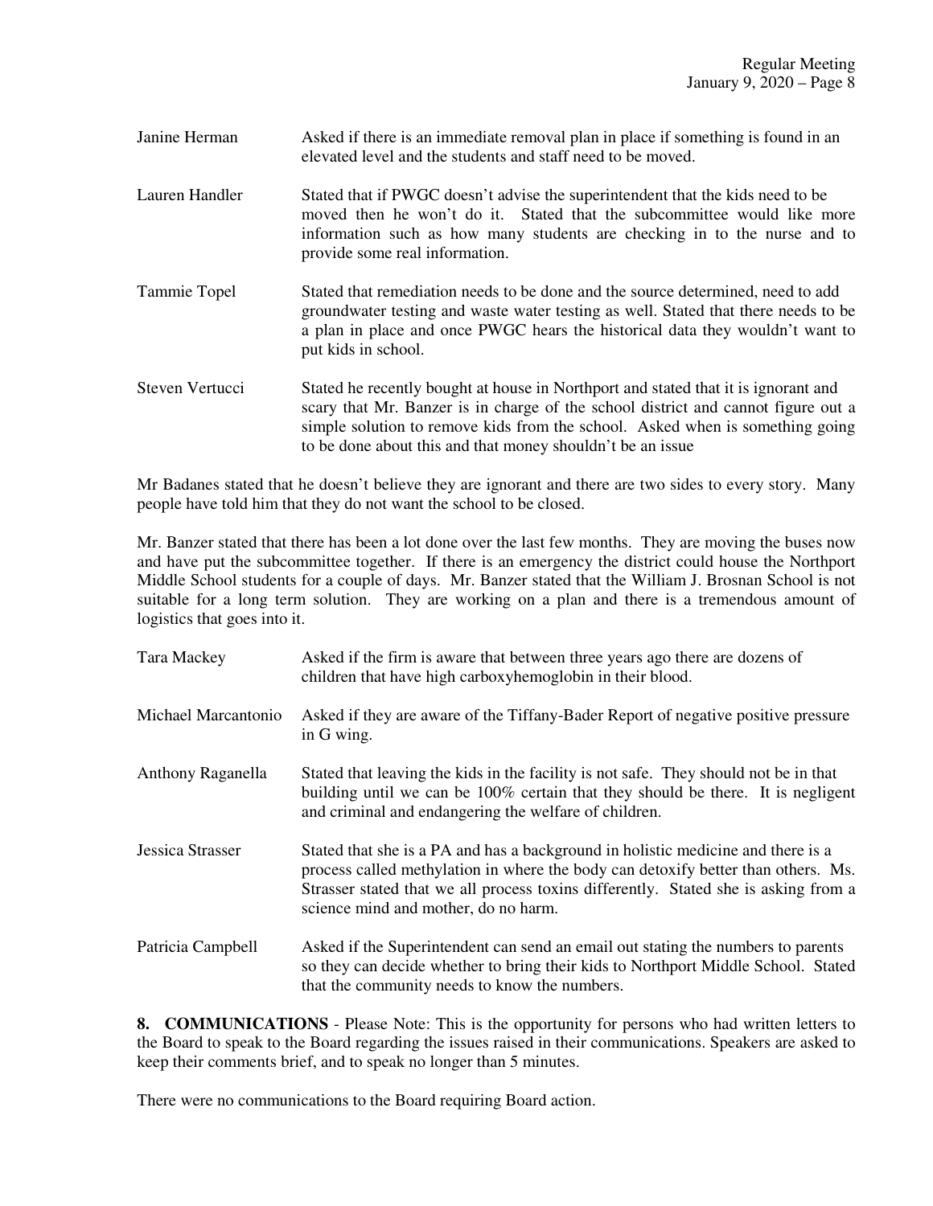| | |
|---|---|
| Janine Herman | Asked if there is an immediate removal plan in place if something is found in an elevated level and the students and staff need to be moved. |
| Lauren Handler | Stated that if PWGC doesn't advise the superintendent that the kids need to be moved then he won't do it. Stated that the subcommittee would like more information such as how many students are checking in to the nurse and to provide some real information. |
| Tammie Topel | Stated that remediation needs to be done and the source determined, need to add groundwater testing and waste water testing as well. Stated that there needs to be a plan in place and once PWGC hears the historical data they wouldn't want to put kids in school. |
| Steven Vertucci | Stated he recently bought at house in Northport and stated that it is ignorant and scary that Mr. Banzer is in charge of the school district and cannot figure out a simple solution to remove kids from the school. Asked when is something going to be done about this and that money shouldn't be an issue |

Mr Badanes stated that he doesn't believe they are ignorant and there are two sides to every story. Many people have told him that they do not want the school to be closed.

Mr. Banzer stated that there has been a lot done over the last few months. They are moving the buses now and have put the subcommittee together. If there is an emergency the district could house the Northport Middle School students for a couple of days. Mr. Banzer stated that the William J. Brosnan School is not suitable for a long term solution. They are working on a plan and there is a tremendous amount of logistics that goes into it.

| | |
|---|---|
| Tara Mackey | Asked if the firm is aware that between three years ago there are dozens of children that have high carboxyhemoglobin in their blood. |
| Michael Marcantonio | Asked if they are aware of the Tiffany-Bader Report of negative positive pressure in G wing. |
| Anthony Raganella | Stated that leaving the kids in the facility is not safe. They should not be in that building until we can be 100% certain that they should be there. It is negligent and criminal and endangering the welfare of children. |
| Jessica Strasser | Stated that she is a PA and has a background in holistic medicine and there is a process called methylation in where the body can detoxify better than others. Ms. Strasser stated that we all process toxins differently. Stated she is asking from a science mind and mother, do no harm. |
| Patricia Campbell | Asked if the Superintendent can send an email out stating the numbers to parents so they can decide whether to bring their kids to Northport Middle School. Stated that the community needs to know the numbers. |

**8. COMMUNICATIONS** - Please Note: This is the opportunity for persons who had written letters to the Board to speak to the Board regarding the issues raised in their communications. Speakers are asked to keep their comments brief, and to speak no longer than 5 minutes.

There were no communications to the Board requiring Board action.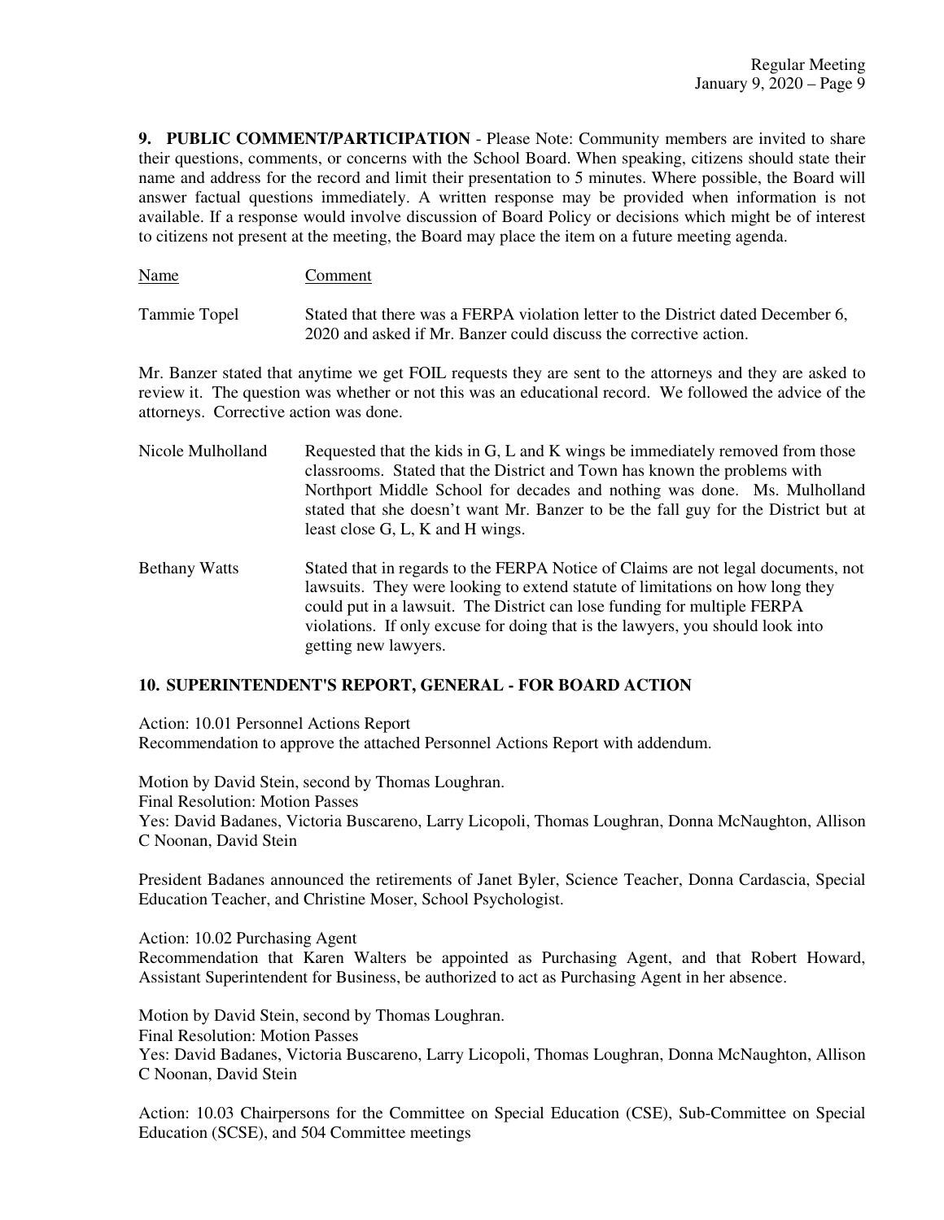**9. PUBLIC COMMENT/PARTICIPATION** - Please Note: Community members are invited to share their questions, comments, or concerns with the School Board. When speaking, citizens should state their name and address for the record and limit their presentation to 5 minutes. Where possible, the Board will answer factual questions immediately. A written response may be provided when information is not available. If a response would involve discussion of Board Policy or decisions which might be of interest to citizens not present at the meeting, the Board may place the item on a future meeting agenda.

| Name | Comment |
|---|---|
| Tammie Topel | Stated that there was a FERPA violation letter to the District dated December 6, 2020 and asked if Mr. Banzer could discuss the corrective action. |

Mr. Banzer stated that anytime we get FOIL requests they are sent to the attorneys and they are asked to review it. The question was whether or not this was an educational record. We followed the advice of the attorneys. Corrective action was done.

| Name | Comment |
|---|---|
| Nicole Mulholland | Requested that the kids in G, L and K wings be immediately removed from those classrooms. Stated that the District and Town has known the problems with Northport Middle School for decades and nothing was done. Ms. Mulholland stated that she doesn't want Mr. Banzer to be the fall guy for the District but at least close G, L, K and H wings. |
| Bethany Watts | Stated that in regards to the FERPA Notice of Claims are not legal documents, not lawsuits. They were looking to extend statute of limitations on how long they could put in a lawsuit. The District can lose funding for multiple FERPA violations. If only excuse for doing that is the lawyers, you should look into getting new lawyers. |

## 10. SUPERINTENDENT'S REPORT, GENERAL - FOR BOARD ACTION

Action: 10.01 Personnel Actions Report
Recommendation to approve the attached Personnel Actions Report with addendum.

Motion by David Stein, second by Thomas Loughran.
Final Resolution: Motion Passes
Yes: David Badanes, Victoria Buscareno, Larry Licopoli, Thomas Loughran, Donna McNaughton, Allison C Noonan, David Stein

President Badanes announced the retirements of Janet Byler, Science Teacher, Donna Cardascia, Special Education Teacher, and Christine Moser, School Psychologist.

Action: 10.02 Purchasing Agent
Recommendation that Karen Walters be appointed as Purchasing Agent, and that Robert Howard, Assistant Superintendent for Business, be authorized to act as Purchasing Agent in her absence.

Motion by David Stein, second by Thomas Loughran.
Final Resolution: Motion Passes
Yes: David Badanes, Victoria Buscareno, Larry Licopoli, Thomas Loughran, Donna McNaughton, Allison C Noonan, David Stein

Action: 10.03 Chairpersons for the Committee on Special Education (CSE), Sub-Committee on Special Education (SCSE), and 504 Committee meetings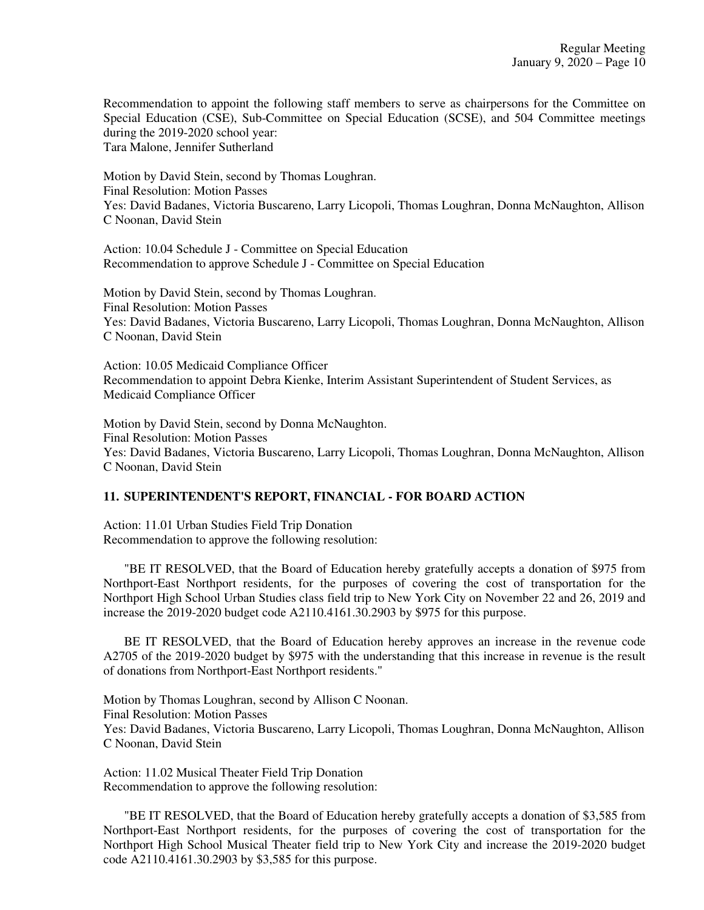Recommendation to appoint the following staff members to serve as chairpersons for the Committee on Special Education (CSE), Sub-Committee on Special Education (SCSE), and 504 Committee meetings during the 2019-2020 school year:
Tara Malone, Jennifer Sutherland

Motion by David Stein, second by Thomas Loughran.
Final Resolution: Motion Passes
Yes: David Badanes, Victoria Buscareno, Larry Licopoli, Thomas Loughran, Donna McNaughton, Allison C Noonan, David Stein

Action: 10.04 Schedule J - Committee on Special Education
Recommendation to approve Schedule J - Committee on Special Education

Motion by David Stein, second by Thomas Loughran.
Final Resolution: Motion Passes
Yes: David Badanes, Victoria Buscareno, Larry Licopoli, Thomas Loughran, Donna McNaughton, Allison C Noonan, David Stein

Action: 10.05 Medicaid Compliance Officer
Recommendation to appoint Debra Kienke, Interim Assistant Superintendent of Student Services, as Medicaid Compliance Officer

Motion by David Stein, second by Donna McNaughton.
Final Resolution: Motion Passes
Yes: David Badanes, Victoria Buscareno, Larry Licopoli, Thomas Loughran, Donna McNaughton, Allison C Noonan, David Stein

## 11. SUPERINTENDENT'S REPORT, FINANCIAL - FOR BOARD ACTION

Action: 11.01 Urban Studies Field Trip Donation
Recommendation to approve the following resolution:

"BE IT RESOLVED, that the Board of Education hereby gratefully accepts a donation of $975 from Northport-East Northport residents, for the purposes of covering the cost of transportation for the Northport High School Urban Studies class field trip to New York City on November 22 and 26, 2019 and increase the 2019-2020 budget code A2110.4161.30.2903 by $975 for this purpose.

BE IT RESOLVED, that the Board of Education hereby approves an increase in the revenue code A2705 of the 2019-2020 budget by $975 with the understanding that this increase in revenue is the result of donations from Northport-East Northport residents."

Motion by Thomas Loughran, second by Allison C Noonan.
Final Resolution: Motion Passes
Yes: David Badanes, Victoria Buscareno, Larry Licopoli, Thomas Loughran, Donna McNaughton, Allison C Noonan, David Stein

Action: 11.02 Musical Theater Field Trip Donation
Recommendation to approve the following resolution:

"BE IT RESOLVED, that the Board of Education hereby gratefully accepts a donation of $3,585 from Northport-East Northport residents, for the purposes of covering the cost of transportation for the Northport High School Musical Theater field trip to New York City and increase the 2019-2020 budget code A2110.4161.30.2903 by $3,585 for this purpose.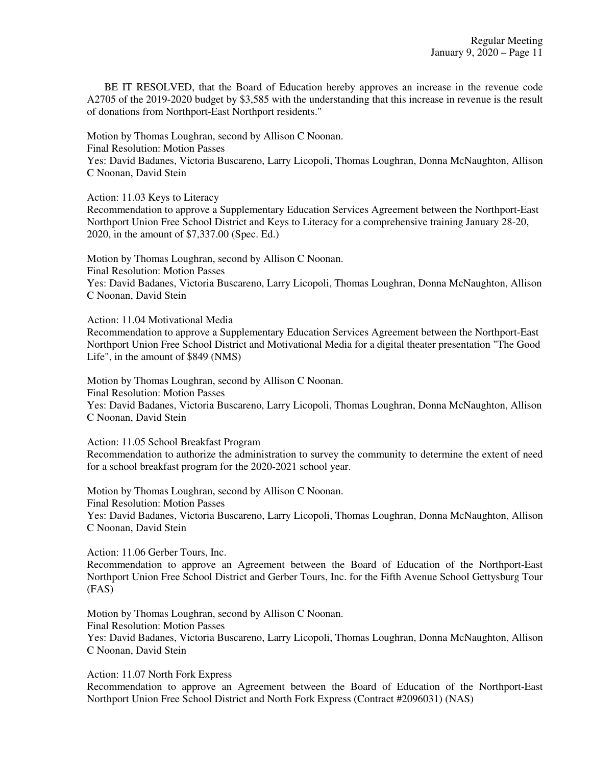BE IT RESOLVED, that the Board of Education hereby approves an increase in the revenue code A2705 of the 2019-2020 budget by $3,585 with the understanding that this increase in revenue is the result of donations from Northport-East Northport residents."

Motion by Thomas Loughran, second by Allison C Noonan.
Final Resolution: Motion Passes
Yes: David Badanes, Victoria Buscareno, Larry Licopoli, Thomas Loughran, Donna McNaughton, Allison C Noonan, David Stein

Action: 11.03 Keys to Literacy
Recommendation to approve a Supplementary Education Services Agreement between the Northport-East Northport Union Free School District and Keys to Literacy for a comprehensive training January 28-20, 2020, in the amount of $7,337.00 (Spec. Ed.)

Motion by Thomas Loughran, second by Allison C Noonan.
Final Resolution: Motion Passes
Yes: David Badanes, Victoria Buscareno, Larry Licopoli, Thomas Loughran, Donna McNaughton, Allison C Noonan, David Stein

Action: 11.04 Motivational Media
Recommendation to approve a Supplementary Education Services Agreement between the Northport-East Northport Union Free School District and Motivational Media for a digital theater presentation "The Good Life", in the amount of $849 (NMS)

Motion by Thomas Loughran, second by Allison C Noonan.
Final Resolution: Motion Passes
Yes: David Badanes, Victoria Buscareno, Larry Licopoli, Thomas Loughran, Donna McNaughton, Allison C Noonan, David Stein

Action: 11.05 School Breakfast Program
Recommendation to authorize the administration to survey the community to determine the extent of need for a school breakfast program for the 2020-2021 school year.

Motion by Thomas Loughran, second by Allison C Noonan.
Final Resolution: Motion Passes
Yes: David Badanes, Victoria Buscareno, Larry Licopoli, Thomas Loughran, Donna McNaughton, Allison C Noonan, David Stein

Action: 11.06 Gerber Tours, Inc.
Recommendation to approve an Agreement between the Board of Education of the Northport-East Northport Union Free School District and Gerber Tours, Inc. for the Fifth Avenue School Gettysburg Tour (FAS)

Motion by Thomas Loughran, second by Allison C Noonan.
Final Resolution: Motion Passes
Yes: David Badanes, Victoria Buscareno, Larry Licopoli, Thomas Loughran, Donna McNaughton, Allison C Noonan, David Stein

Action: 11.07 North Fork Express
Recommendation to approve an Agreement between the Board of Education of the Northport-East Northport Union Free School District and North Fork Express (Contract #2096031) (NAS)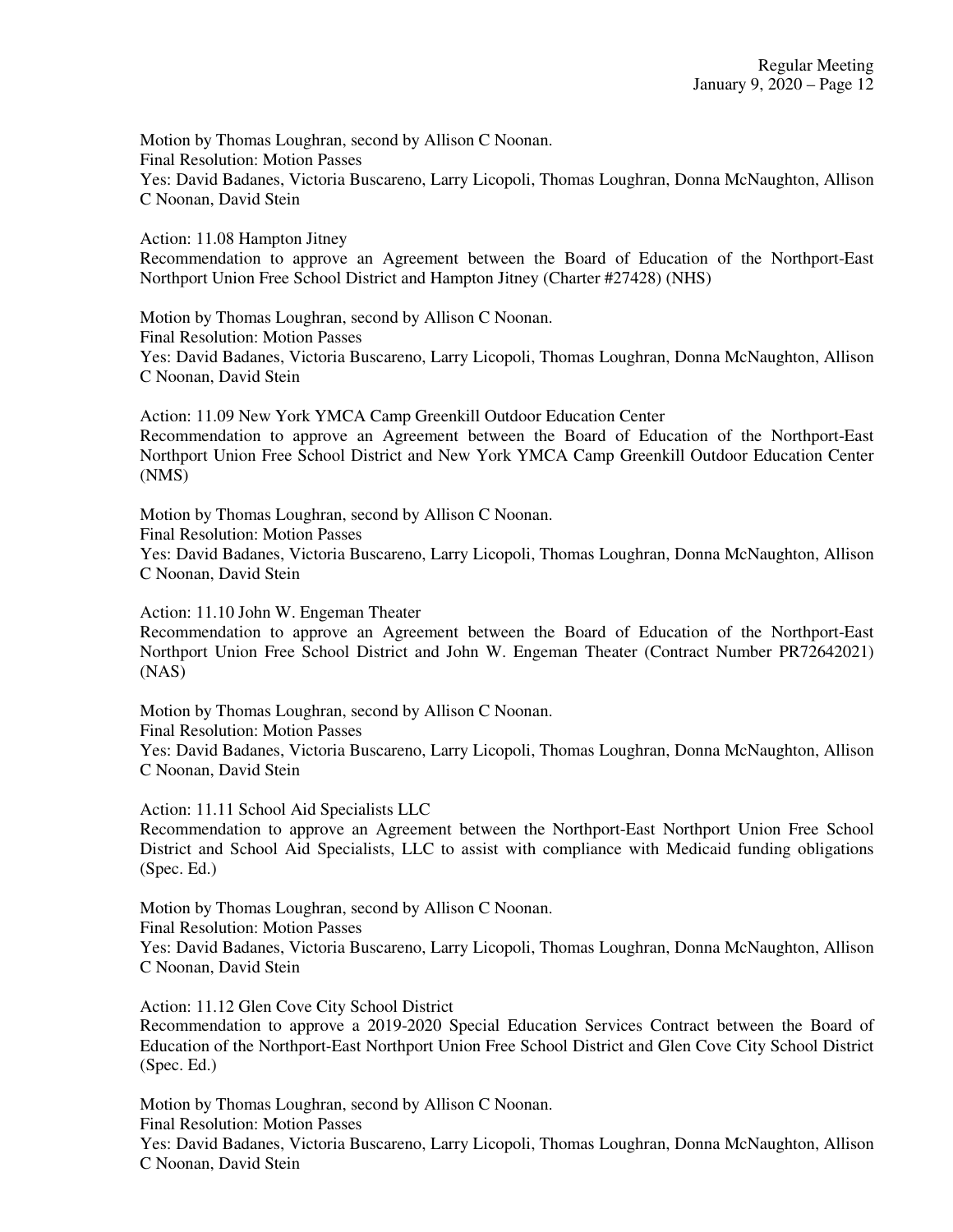Motion by Thomas Loughran, second by Allison C Noonan.
Final Resolution: Motion Passes
Yes: David Badanes, Victoria Buscareno, Larry Licopoli, Thomas Loughran, Donna McNaughton, Allison C Noonan, David Stein

Action: 11.08 Hampton Jitney
Recommendation to approve an Agreement between the Board of Education of the Northport-East Northport Union Free School District and Hampton Jitney (Charter #27428) (NHS)

Motion by Thomas Loughran, second by Allison C Noonan.
Final Resolution: Motion Passes
Yes: David Badanes, Victoria Buscareno, Larry Licopoli, Thomas Loughran, Donna McNaughton, Allison C Noonan, David Stein

Action: 11.09 New York YMCA Camp Greenkill Outdoor Education Center
Recommendation to approve an Agreement between the Board of Education of the Northport-East Northport Union Free School District and New York YMCA Camp Greenkill Outdoor Education Center (NMS)

Motion by Thomas Loughran, second by Allison C Noonan.
Final Resolution: Motion Passes
Yes: David Badanes, Victoria Buscareno, Larry Licopoli, Thomas Loughran, Donna McNaughton, Allison C Noonan, David Stein

Action: 11.10 John W. Engeman Theater
Recommendation to approve an Agreement between the Board of Education of the Northport-East Northport Union Free School District and John W. Engeman Theater (Contract Number PR72642021) (NAS)

Motion by Thomas Loughran, second by Allison C Noonan.
Final Resolution: Motion Passes
Yes: David Badanes, Victoria Buscareno, Larry Licopoli, Thomas Loughran, Donna McNaughton, Allison C Noonan, David Stein

Action: 11.11 School Aid Specialists LLC
Recommendation to approve an Agreement between the Northport-East Northport Union Free School District and School Aid Specialists, LLC to assist with compliance with Medicaid funding obligations (Spec. Ed.)

Motion by Thomas Loughran, second by Allison C Noonan.
Final Resolution: Motion Passes
Yes: David Badanes, Victoria Buscareno, Larry Licopoli, Thomas Loughran, Donna McNaughton, Allison C Noonan, David Stein

Action: 11.12 Glen Cove City School District
Recommendation to approve a 2019-2020 Special Education Services Contract between the Board of Education of the Northport-East Northport Union Free School District and Glen Cove City School District (Spec. Ed.)

Motion by Thomas Loughran, second by Allison C Noonan.
Final Resolution: Motion Passes
Yes: David Badanes, Victoria Buscareno, Larry Licopoli, Thomas Loughran, Donna McNaughton, Allison C Noonan, David Stein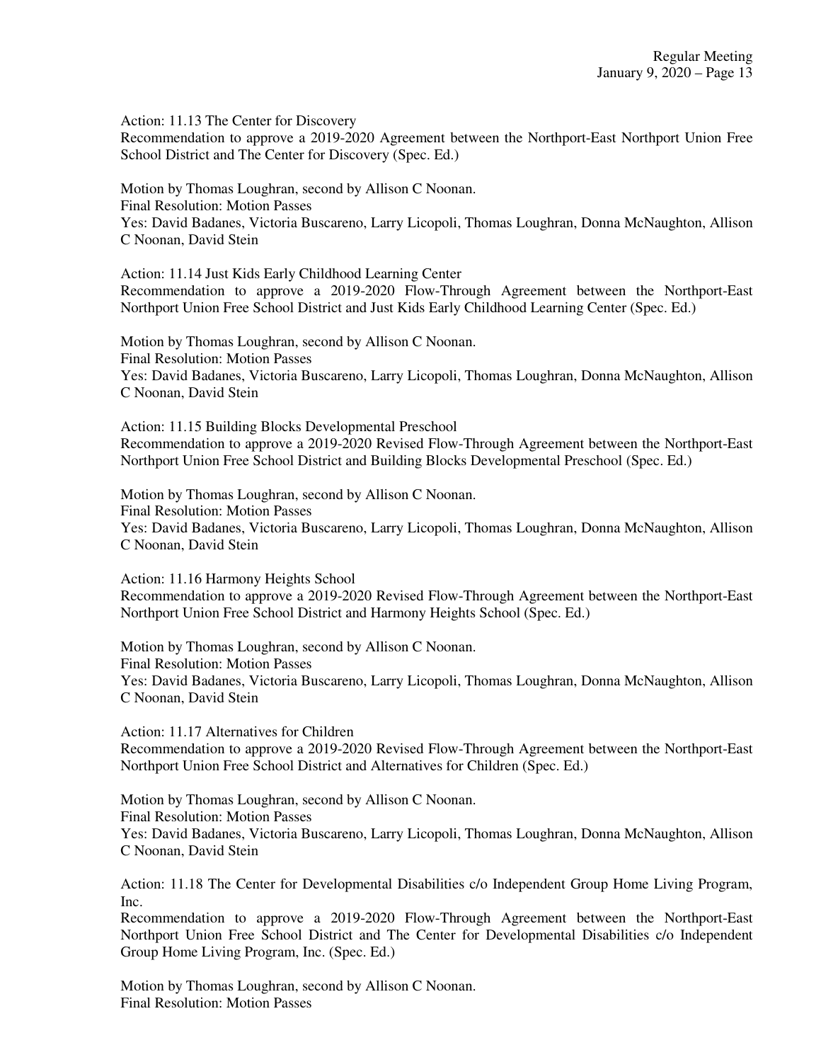Action: 11.13 The Center for Discovery
Recommendation to approve a 2019-2020 Agreement between the Northport-East Northport Union Free School District and The Center for Discovery (Spec. Ed.)

Motion by Thomas Loughran, second by Allison C Noonan.
Final Resolution: Motion Passes
Yes: David Badanes, Victoria Buscareno, Larry Licopoli, Thomas Loughran, Donna McNaughton, Allison C Noonan, David Stein

Action: 11.14 Just Kids Early Childhood Learning Center
Recommendation to approve a 2019-2020 Flow-Through Agreement between the Northport-East Northport Union Free School District and Just Kids Early Childhood Learning Center (Spec. Ed.)

Motion by Thomas Loughran, second by Allison C Noonan.
Final Resolution: Motion Passes
Yes: David Badanes, Victoria Buscareno, Larry Licopoli, Thomas Loughran, Donna McNaughton, Allison C Noonan, David Stein

Action: 11.15 Building Blocks Developmental Preschool
Recommendation to approve a 2019-2020 Revised Flow-Through Agreement between the Northport-East Northport Union Free School District and Building Blocks Developmental Preschool (Spec. Ed.)

Motion by Thomas Loughran, second by Allison C Noonan.
Final Resolution: Motion Passes
Yes: David Badanes, Victoria Buscareno, Larry Licopoli, Thomas Loughran, Donna McNaughton, Allison C Noonan, David Stein

Action: 11.16 Harmony Heights School
Recommendation to approve a 2019-2020 Revised Flow-Through Agreement between the Northport-East Northport Union Free School District and Harmony Heights School (Spec. Ed.)

Motion by Thomas Loughran, second by Allison C Noonan.
Final Resolution: Motion Passes
Yes: David Badanes, Victoria Buscareno, Larry Licopoli, Thomas Loughran, Donna McNaughton, Allison C Noonan, David Stein

Action: 11.17 Alternatives for Children
Recommendation to approve a 2019-2020 Revised Flow-Through Agreement between the Northport-East Northport Union Free School District and Alternatives for Children (Spec. Ed.)

Motion by Thomas Loughran, second by Allison C Noonan.
Final Resolution: Motion Passes
Yes: David Badanes, Victoria Buscareno, Larry Licopoli, Thomas Loughran, Donna McNaughton, Allison C Noonan, David Stein

Action: 11.18 The Center for Developmental Disabilities c/o Independent Group Home Living Program, Inc.
Recommendation to approve a 2019-2020 Flow-Through Agreement between the Northport-East Northport Union Free School District and The Center for Developmental Disabilities c/o Independent Group Home Living Program, Inc. (Spec. Ed.)

Motion by Thomas Loughran, second by Allison C Noonan.
Final Resolution: Motion Passes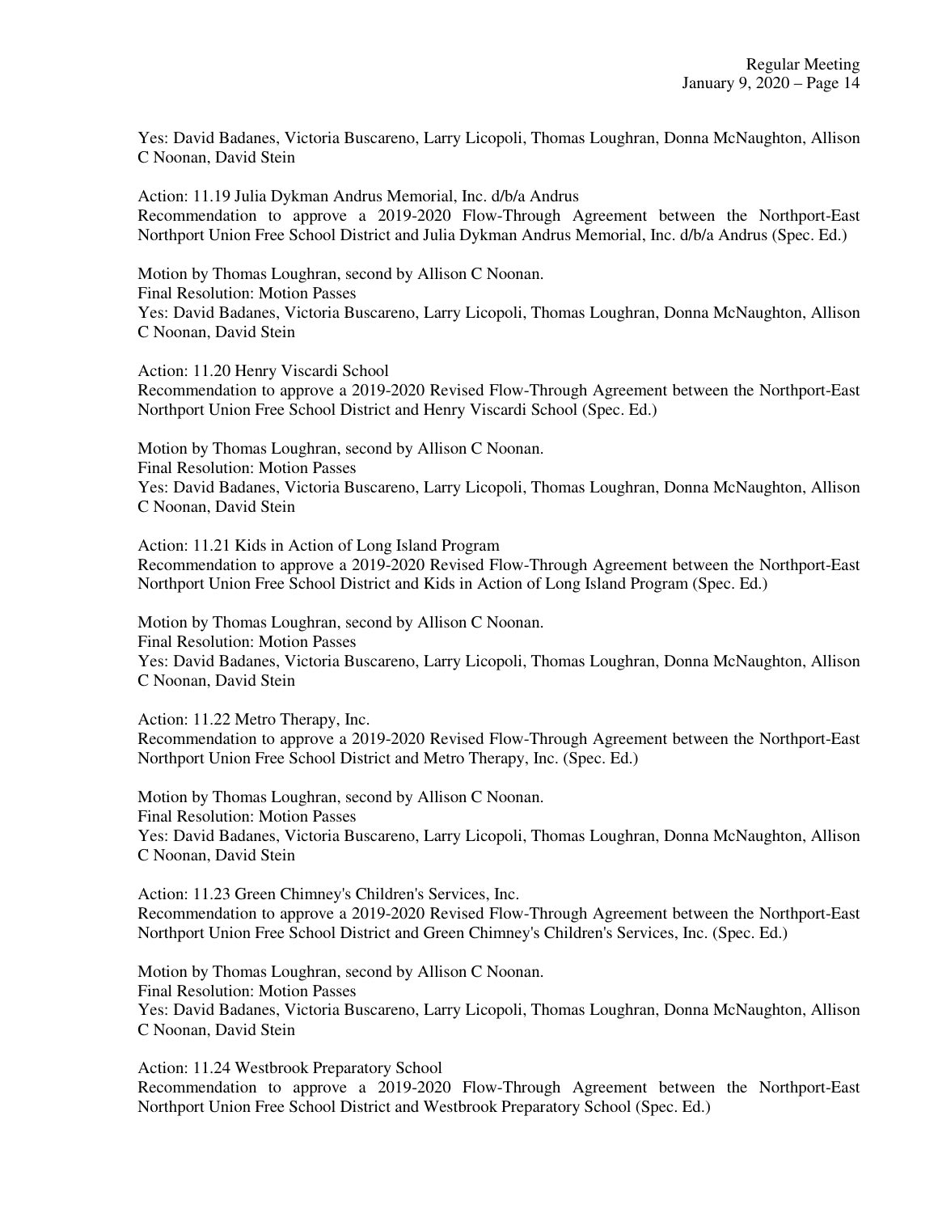Yes: David Badanes, Victoria Buscareno, Larry Licopoli, Thomas Loughran, Donna McNaughton, Allison C Noonan, David Stein

Action: 11.19 Julia Dykman Andrus Memorial, Inc. d/b/a Andrus
Recommendation to approve a 2019-2020 Flow-Through Agreement between the Northport-East Northport Union Free School District and Julia Dykman Andrus Memorial, Inc. d/b/a Andrus (Spec. Ed.)

Motion by Thomas Loughran, second by Allison C Noonan.
Final Resolution: Motion Passes
Yes: David Badanes, Victoria Buscareno, Larry Licopoli, Thomas Loughran, Donna McNaughton, Allison C Noonan, David Stein

Action: 11.20 Henry Viscardi School
Recommendation to approve a 2019-2020 Revised Flow-Through Agreement between the Northport-East Northport Union Free School District and Henry Viscardi School (Spec. Ed.)

Motion by Thomas Loughran, second by Allison C Noonan.
Final Resolution: Motion Passes
Yes: David Badanes, Victoria Buscareno, Larry Licopoli, Thomas Loughran, Donna McNaughton, Allison C Noonan, David Stein

Action: 11.21 Kids in Action of Long Island Program
Recommendation to approve a 2019-2020 Revised Flow-Through Agreement between the Northport-East Northport Union Free School District and Kids in Action of Long Island Program (Spec. Ed.)

Motion by Thomas Loughran, second by Allison C Noonan.
Final Resolution: Motion Passes
Yes: David Badanes, Victoria Buscareno, Larry Licopoli, Thomas Loughran, Donna McNaughton, Allison C Noonan, David Stein

Action: 11.22 Metro Therapy, Inc.
Recommendation to approve a 2019-2020 Revised Flow-Through Agreement between the Northport-East Northport Union Free School District and Metro Therapy, Inc. (Spec. Ed.)

Motion by Thomas Loughran, second by Allison C Noonan.
Final Resolution: Motion Passes
Yes: David Badanes, Victoria Buscareno, Larry Licopoli, Thomas Loughran, Donna McNaughton, Allison C Noonan, David Stein

Action: 11.23 Green Chimney's Children's Services, Inc.
Recommendation to approve a 2019-2020 Revised Flow-Through Agreement between the Northport-East Northport Union Free School District and Green Chimney's Children's Services, Inc. (Spec. Ed.)

Motion by Thomas Loughran, second by Allison C Noonan.
Final Resolution: Motion Passes
Yes: David Badanes, Victoria Buscareno, Larry Licopoli, Thomas Loughran, Donna McNaughton, Allison C Noonan, David Stein

Action: 11.24 Westbrook Preparatory School
Recommendation to approve a 2019-2020 Flow-Through Agreement between the Northport-East Northport Union Free School District and Westbrook Preparatory School (Spec. Ed.)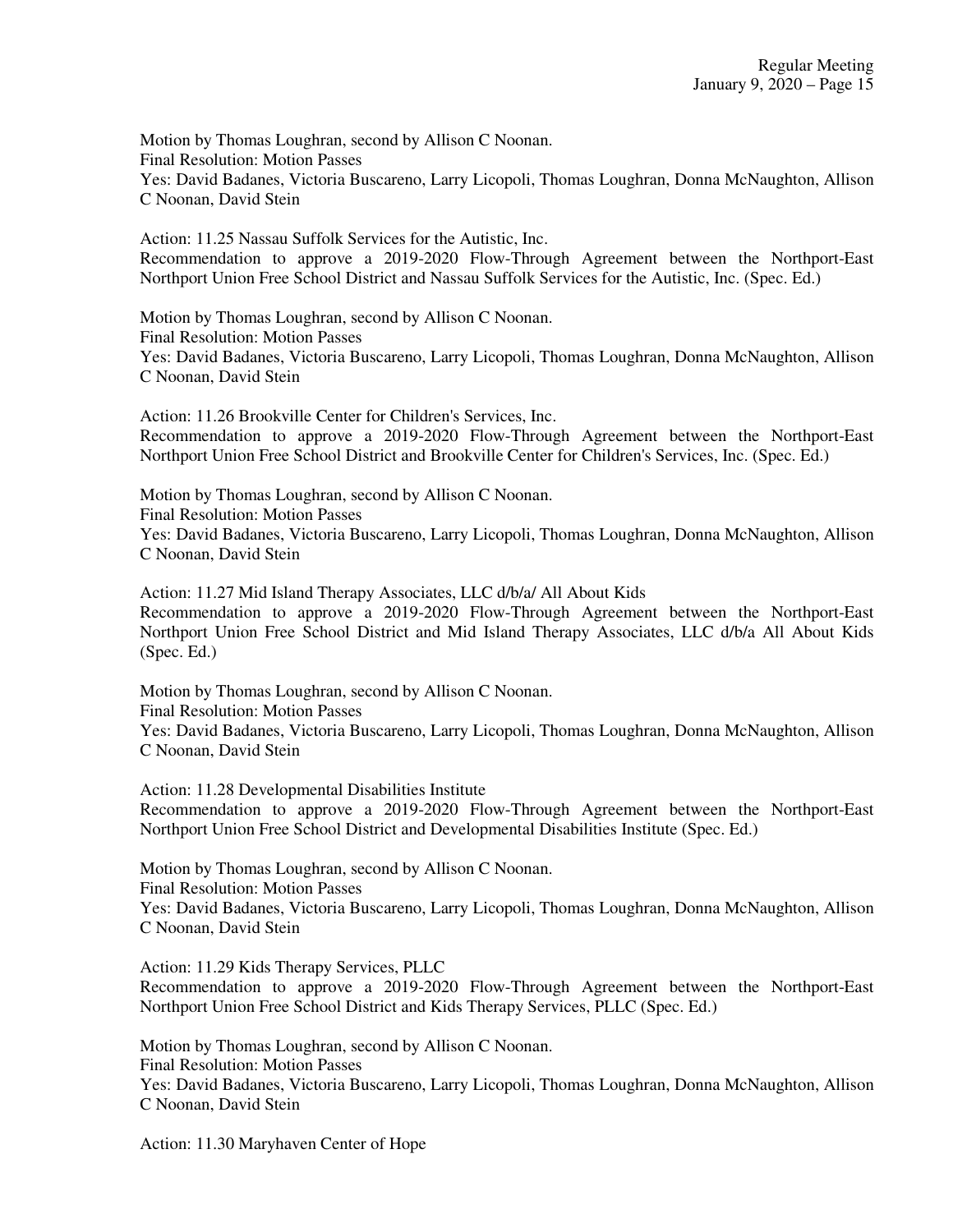Motion by Thomas Loughran, second by Allison C Noonan.
Final Resolution: Motion Passes
Yes: David Badanes, Victoria Buscareno, Larry Licopoli, Thomas Loughran, Donna McNaughton, Allison C Noonan, David Stein

Action: 11.25 Nassau Suffolk Services for the Autistic, Inc.
Recommendation to approve a 2019-2020 Flow-Through Agreement between the Northport-East Northport Union Free School District and Nassau Suffolk Services for the Autistic, Inc. (Spec. Ed.)

Motion by Thomas Loughran, second by Allison C Noonan.
Final Resolution: Motion Passes
Yes: David Badanes, Victoria Buscareno, Larry Licopoli, Thomas Loughran, Donna McNaughton, Allison C Noonan, David Stein

Action: 11.26 Brookville Center for Children's Services, Inc.
Recommendation to approve a 2019-2020 Flow-Through Agreement between the Northport-East Northport Union Free School District and Brookville Center for Children's Services, Inc. (Spec. Ed.)

Motion by Thomas Loughran, second by Allison C Noonan.
Final Resolution: Motion Passes
Yes: David Badanes, Victoria Buscareno, Larry Licopoli, Thomas Loughran, Donna McNaughton, Allison C Noonan, David Stein

Action: 11.27 Mid Island Therapy Associates, LLC d/b/a/ All About Kids
Recommendation to approve a 2019-2020 Flow-Through Agreement between the Northport-East Northport Union Free School District and Mid Island Therapy Associates, LLC d/b/a All About Kids (Spec. Ed.)

Motion by Thomas Loughran, second by Allison C Noonan.
Final Resolution: Motion Passes
Yes: David Badanes, Victoria Buscareno, Larry Licopoli, Thomas Loughran, Donna McNaughton, Allison C Noonan, David Stein

Action: 11.28 Developmental Disabilities Institute
Recommendation to approve a 2019-2020 Flow-Through Agreement between the Northport-East Northport Union Free School District and Developmental Disabilities Institute (Spec. Ed.)

Motion by Thomas Loughran, second by Allison C Noonan.
Final Resolution: Motion Passes
Yes: David Badanes, Victoria Buscareno, Larry Licopoli, Thomas Loughran, Donna McNaughton, Allison C Noonan, David Stein

Action: 11.29 Kids Therapy Services, PLLC
Recommendation to approve a 2019-2020 Flow-Through Agreement between the Northport-East Northport Union Free School District and Kids Therapy Services, PLLC (Spec. Ed.)

Motion by Thomas Loughran, second by Allison C Noonan.
Final Resolution: Motion Passes
Yes: David Badanes, Victoria Buscareno, Larry Licopoli, Thomas Loughran, Donna McNaughton, Allison C Noonan, David Stein

Action: 11.30 Maryhaven Center of Hope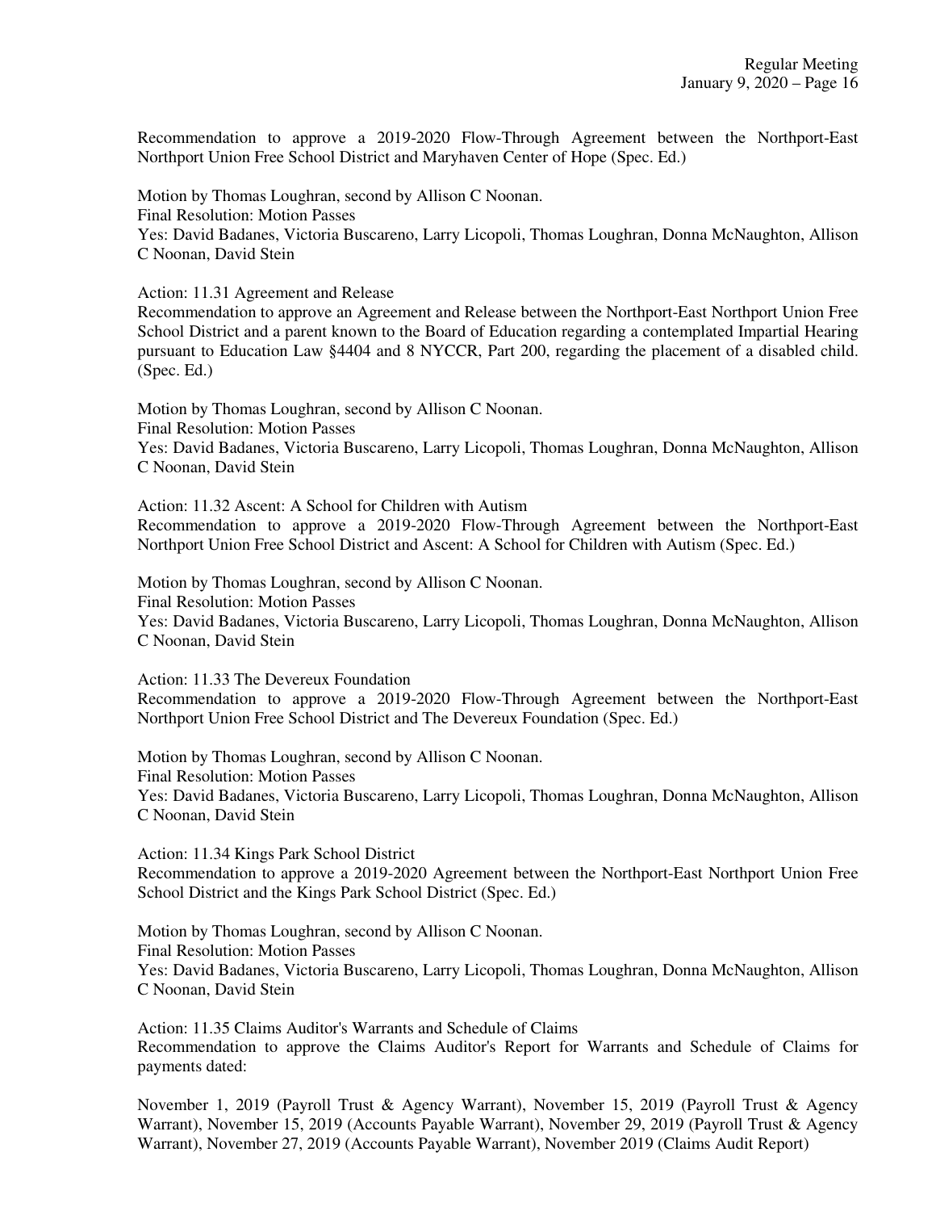Recommendation to approve a 2019-2020 Flow-Through Agreement between the Northport-East Northport Union Free School District and Maryhaven Center of Hope (Spec. Ed.)

Motion by Thomas Loughran, second by Allison C Noonan.
Final Resolution: Motion Passes
Yes: David Badanes, Victoria Buscareno, Larry Licopoli, Thomas Loughran, Donna McNaughton, Allison C Noonan, David Stein

Action: 11.31 Agreement and Release
Recommendation to approve an Agreement and Release between the Northport-East Northport Union Free School District and a parent known to the Board of Education regarding a contemplated Impartial Hearing pursuant to Education Law §4404 and 8 NYCCR, Part 200, regarding the placement of a disabled child. (Spec. Ed.)

Motion by Thomas Loughran, second by Allison C Noonan.
Final Resolution: Motion Passes
Yes: David Badanes, Victoria Buscareno, Larry Licopoli, Thomas Loughran, Donna McNaughton, Allison C Noonan, David Stein

Action: 11.32 Ascent: A School for Children with Autism
Recommendation to approve a 2019-2020 Flow-Through Agreement between the Northport-East Northport Union Free School District and Ascent: A School for Children with Autism (Spec. Ed.)

Motion by Thomas Loughran, second by Allison C Noonan.
Final Resolution: Motion Passes
Yes: David Badanes, Victoria Buscareno, Larry Licopoli, Thomas Loughran, Donna McNaughton, Allison C Noonan, David Stein

Action: 11.33 The Devereux Foundation
Recommendation to approve a 2019-2020 Flow-Through Agreement between the Northport-East Northport Union Free School District and The Devereux Foundation (Spec. Ed.)

Motion by Thomas Loughran, second by Allison C Noonan.
Final Resolution: Motion Passes
Yes: David Badanes, Victoria Buscareno, Larry Licopoli, Thomas Loughran, Donna McNaughton, Allison C Noonan, David Stein

Action: 11.34 Kings Park School District
Recommendation to approve a 2019-2020 Agreement between the Northport-East Northport Union Free School District and the Kings Park School District (Spec. Ed.)

Motion by Thomas Loughran, second by Allison C Noonan.
Final Resolution: Motion Passes
Yes: David Badanes, Victoria Buscareno, Larry Licopoli, Thomas Loughran, Donna McNaughton, Allison C Noonan, David Stein

Action: 11.35 Claims Auditor's Warrants and Schedule of Claims
Recommendation to approve the Claims Auditor's Report for Warrants and Schedule of Claims for payments dated:

November 1, 2019 (Payroll Trust & Agency Warrant), November 15, 2019 (Payroll Trust & Agency Warrant), November 15, 2019 (Accounts Payable Warrant), November 29, 2019 (Payroll Trust & Agency Warrant), November 27, 2019 (Accounts Payable Warrant), November 2019 (Claims Audit Report)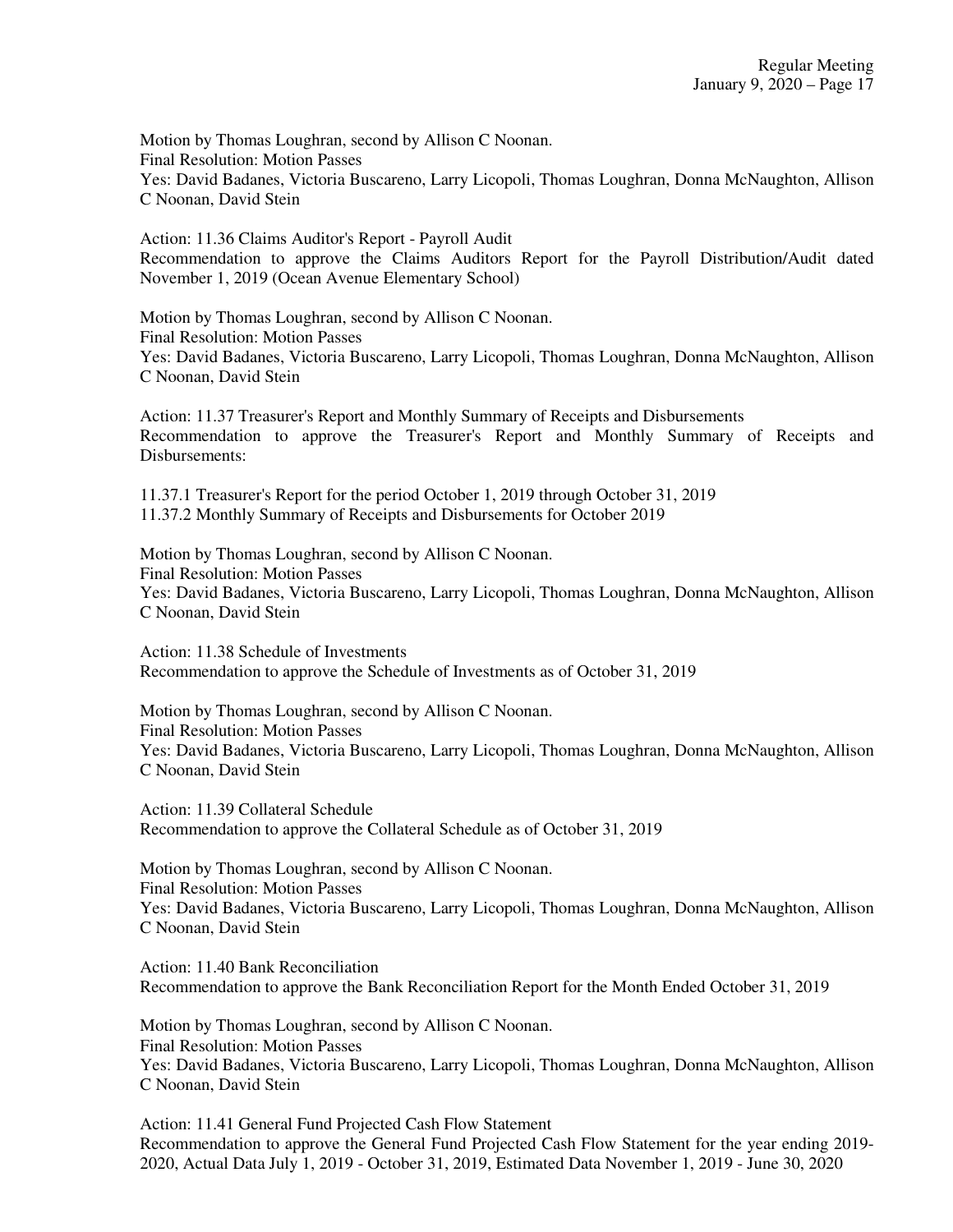Motion by Thomas Loughran, second by Allison C Noonan.
Final Resolution: Motion Passes
Yes: David Badanes, Victoria Buscareno, Larry Licopoli, Thomas Loughran, Donna McNaughton, Allison C Noonan, David Stein

Action: 11.36 Claims Auditor's Report - Payroll Audit
Recommendation to approve the Claims Auditors Report for the Payroll Distribution/Audit dated November 1, 2019 (Ocean Avenue Elementary School)

Motion by Thomas Loughran, second by Allison C Noonan.
Final Resolution: Motion Passes
Yes: David Badanes, Victoria Buscareno, Larry Licopoli, Thomas Loughran, Donna McNaughton, Allison C Noonan, David Stein

Action: 11.37 Treasurer's Report and Monthly Summary of Receipts and Disbursements
Recommendation to approve the Treasurer's Report and Monthly Summary of Receipts and Disbursements:

11.37.1 Treasurer's Report for the period October 1, 2019 through October 31, 2019
11.37.2 Monthly Summary of Receipts and Disbursements for October 2019

Motion by Thomas Loughran, second by Allison C Noonan.
Final Resolution: Motion Passes
Yes: David Badanes, Victoria Buscareno, Larry Licopoli, Thomas Loughran, Donna McNaughton, Allison C Noonan, David Stein

Action: 11.38 Schedule of Investments
Recommendation to approve the Schedule of Investments as of October 31, 2019

Motion by Thomas Loughran, second by Allison C Noonan.
Final Resolution: Motion Passes
Yes: David Badanes, Victoria Buscareno, Larry Licopoli, Thomas Loughran, Donna McNaughton, Allison C Noonan, David Stein

Action: 11.39 Collateral Schedule
Recommendation to approve the Collateral Schedule as of October 31, 2019

Motion by Thomas Loughran, second by Allison C Noonan.
Final Resolution: Motion Passes
Yes: David Badanes, Victoria Buscareno, Larry Licopoli, Thomas Loughran, Donna McNaughton, Allison C Noonan, David Stein

Action: 11.40 Bank Reconciliation
Recommendation to approve the Bank Reconciliation Report for the Month Ended October 31, 2019

Motion by Thomas Loughran, second by Allison C Noonan.
Final Resolution: Motion Passes
Yes: David Badanes, Victoria Buscareno, Larry Licopoli, Thomas Loughran, Donna McNaughton, Allison C Noonan, David Stein

Action: 11.41 General Fund Projected Cash Flow Statement
Recommendation to approve the General Fund Projected Cash Flow Statement for the year ending 2019-2020, Actual Data July 1, 2019 - October 31, 2019, Estimated Data November 1, 2019 - June 30, 2020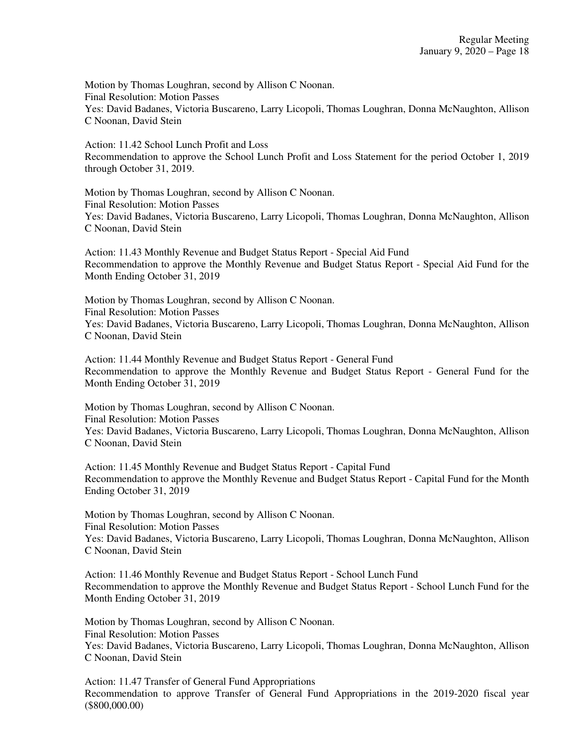Motion by Thomas Loughran, second by Allison C Noonan.
Final Resolution: Motion Passes
Yes: David Badanes, Victoria Buscareno, Larry Licopoli, Thomas Loughran, Donna McNaughton, Allison C Noonan, David Stein

Action: 11.42 School Lunch Profit and Loss
Recommendation to approve the School Lunch Profit and Loss Statement for the period October 1, 2019 through October 31, 2019.

Motion by Thomas Loughran, second by Allison C Noonan.
Final Resolution: Motion Passes
Yes: David Badanes, Victoria Buscareno, Larry Licopoli, Thomas Loughran, Donna McNaughton, Allison C Noonan, David Stein

Action: 11.43 Monthly Revenue and Budget Status Report - Special Aid Fund
Recommendation to approve the Monthly Revenue and Budget Status Report - Special Aid Fund for the Month Ending October 31, 2019

Motion by Thomas Loughran, second by Allison C Noonan.
Final Resolution: Motion Passes
Yes: David Badanes, Victoria Buscareno, Larry Licopoli, Thomas Loughran, Donna McNaughton, Allison C Noonan, David Stein

Action: 11.44 Monthly Revenue and Budget Status Report - General Fund
Recommendation to approve the Monthly Revenue and Budget Status Report - General Fund for the Month Ending October 31, 2019

Motion by Thomas Loughran, second by Allison C Noonan.
Final Resolution: Motion Passes
Yes: David Badanes, Victoria Buscareno, Larry Licopoli, Thomas Loughran, Donna McNaughton, Allison C Noonan, David Stein

Action: 11.45 Monthly Revenue and Budget Status Report - Capital Fund
Recommendation to approve the Monthly Revenue and Budget Status Report - Capital Fund for the Month Ending October 31, 2019

Motion by Thomas Loughran, second by Allison C Noonan.
Final Resolution: Motion Passes
Yes: David Badanes, Victoria Buscareno, Larry Licopoli, Thomas Loughran, Donna McNaughton, Allison C Noonan, David Stein

Action: 11.46 Monthly Revenue and Budget Status Report - School Lunch Fund
Recommendation to approve the Monthly Revenue and Budget Status Report - School Lunch Fund for the Month Ending October 31, 2019

Motion by Thomas Loughran, second by Allison C Noonan.
Final Resolution: Motion Passes
Yes: David Badanes, Victoria Buscareno, Larry Licopoli, Thomas Loughran, Donna McNaughton, Allison C Noonan, David Stein

Action: 11.47 Transfer of General Fund Appropriations
Recommendation to approve Transfer of General Fund Appropriations in the 2019-2020 fiscal year ($800,000.00)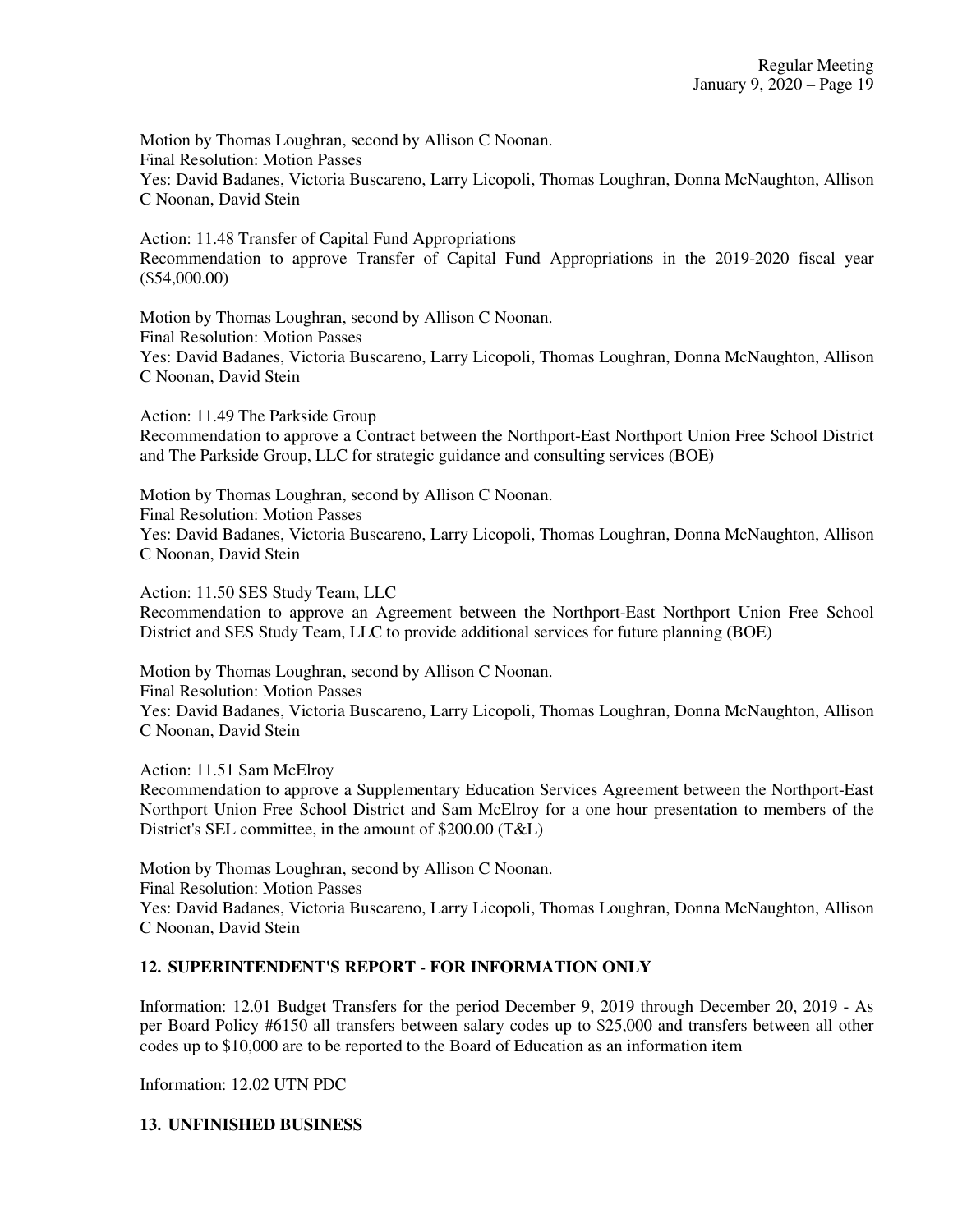Motion by Thomas Loughran, second by Allison C Noonan.
Final Resolution: Motion Passes
Yes: David Badanes, Victoria Buscareno, Larry Licopoli, Thomas Loughran, Donna McNaughton, Allison C Noonan, David Stein

Action: 11.48 Transfer of Capital Fund Appropriations
Recommendation to approve Transfer of Capital Fund Appropriations in the 2019-2020 fiscal year ($54,000.00)

Motion by Thomas Loughran, second by Allison C Noonan.
Final Resolution: Motion Passes
Yes: David Badanes, Victoria Buscareno, Larry Licopoli, Thomas Loughran, Donna McNaughton, Allison C Noonan, David Stein

Action: 11.49 The Parkside Group
Recommendation to approve a Contract between the Northport-East Northport Union Free School District and The Parkside Group, LLC for strategic guidance and consulting services (BOE)

Motion by Thomas Loughran, second by Allison C Noonan.
Final Resolution: Motion Passes
Yes: David Badanes, Victoria Buscareno, Larry Licopoli, Thomas Loughran, Donna McNaughton, Allison C Noonan, David Stein

Action: 11.50 SES Study Team, LLC
Recommendation to approve an Agreement between the Northport-East Northport Union Free School District and SES Study Team, LLC to provide additional services for future planning (BOE)

Motion by Thomas Loughran, second by Allison C Noonan.
Final Resolution: Motion Passes
Yes: David Badanes, Victoria Buscareno, Larry Licopoli, Thomas Loughran, Donna McNaughton, Allison C Noonan, David Stein

Action: 11.51 Sam McElroy
Recommendation to approve a Supplementary Education Services Agreement between the Northport-East Northport Union Free School District and Sam McElroy for a one hour presentation to members of the District's SEL committee, in the amount of $200.00 (T&L)

Motion by Thomas Loughran, second by Allison C Noonan.
Final Resolution: Motion Passes
Yes: David Badanes, Victoria Buscareno, Larry Licopoli, Thomas Loughran, Donna McNaughton, Allison C Noonan, David Stein

## 12. SUPERINTENDENT'S REPORT - FOR INFORMATION ONLY

Information: 12.01 Budget Transfers for the period December 9, 2019 through December 20, 2019 - As per Board Policy #6150 all transfers between salary codes up to $25,000 and transfers between all other codes up to $10,000 are to be reported to the Board of Education as an information item

Information: 12.02 UTN PDC

## 13. UNFINISHED BUSINESS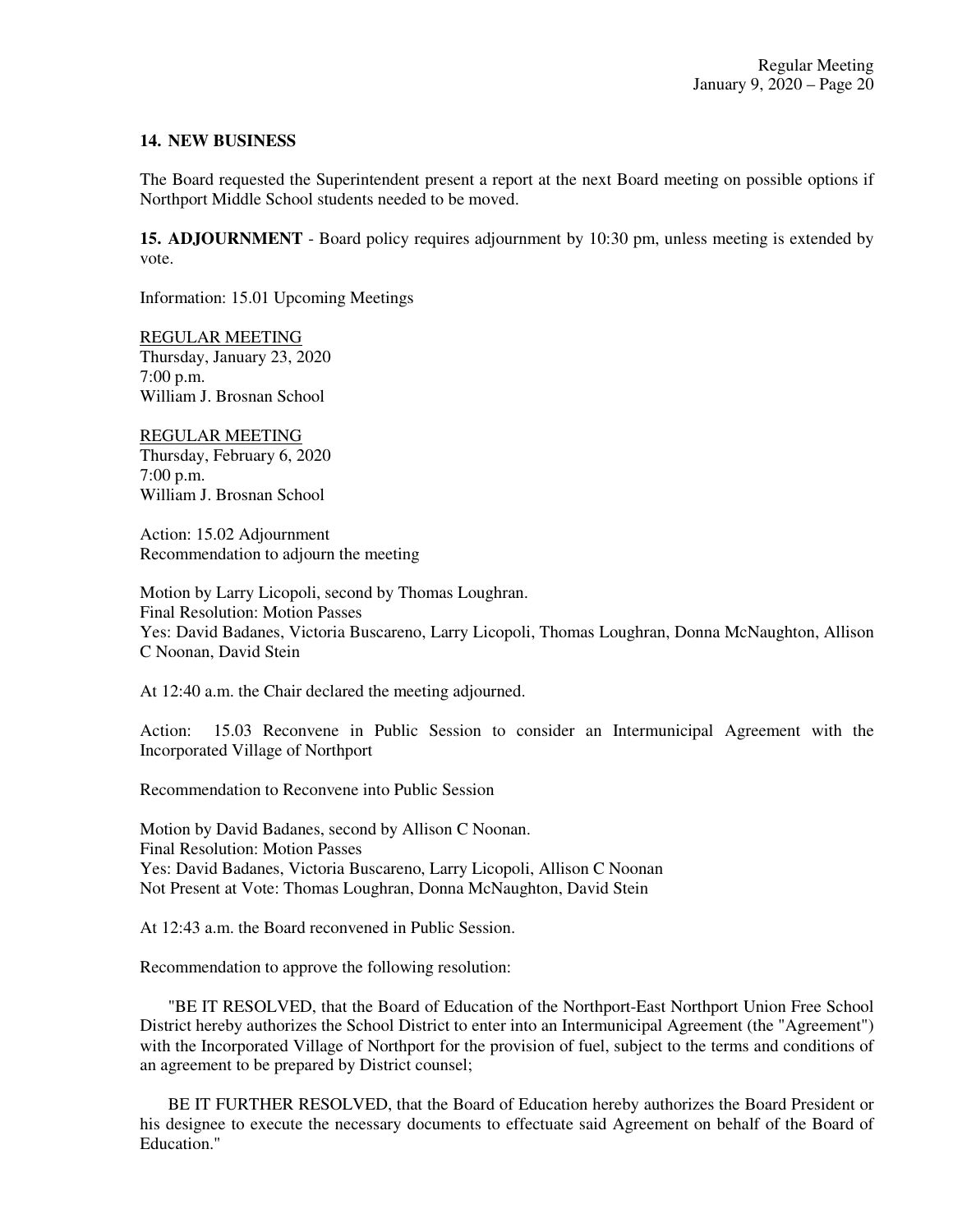**14. NEW BUSINESS**

The Board requested the Superintendent present a report at the next Board meeting on possible options if Northport Middle School students needed to be moved.

**15. ADJOURNMENT** - Board policy requires adjournment by 10:30 pm, unless meeting is extended by vote.

Information: 15.01 Upcoming Meetings

REGULAR MEETING
Thursday, January 23, 2020
7:00 p.m.
William J. Brosnan School

REGULAR MEETING
Thursday, February 6, 2020
7:00 p.m.
William J. Brosnan School

Action: 15.02 Adjournment
Recommendation to adjourn the meeting

Motion by Larry Licopoli, second by Thomas Loughran.
Final Resolution: Motion Passes
Yes: David Badanes, Victoria Buscareno, Larry Licopoli, Thomas Loughran, Donna McNaughton, Allison C Noonan, David Stein

At 12:40 a.m. the Chair declared the meeting adjourned.

Action: 15.03 Reconvene in Public Session to consider an Intermunicipal Agreement with the Incorporated Village of Northport

Recommendation to Reconvene into Public Session

Motion by David Badanes, second by Allison C Noonan.
Final Resolution: Motion Passes
Yes: David Badanes, Victoria Buscareno, Larry Licopoli, Allison C Noonan
Not Present at Vote: Thomas Loughran, Donna McNaughton, David Stein

At 12:43 a.m. the Board reconvened in Public Session.

Recommendation to approve the following resolution:

"BE IT RESOLVED, that the Board of Education of the Northport-East Northport Union Free School District hereby authorizes the School District to enter into an Intermunicipal Agreement (the "Agreement") with the Incorporated Village of Northport for the provision of fuel, subject to the terms and conditions of an agreement to be prepared by District counsel;

BE IT FURTHER RESOLVED, that the Board of Education hereby authorizes the Board President or his designee to execute the necessary documents to effectuate said Agreement on behalf of the Board of Education."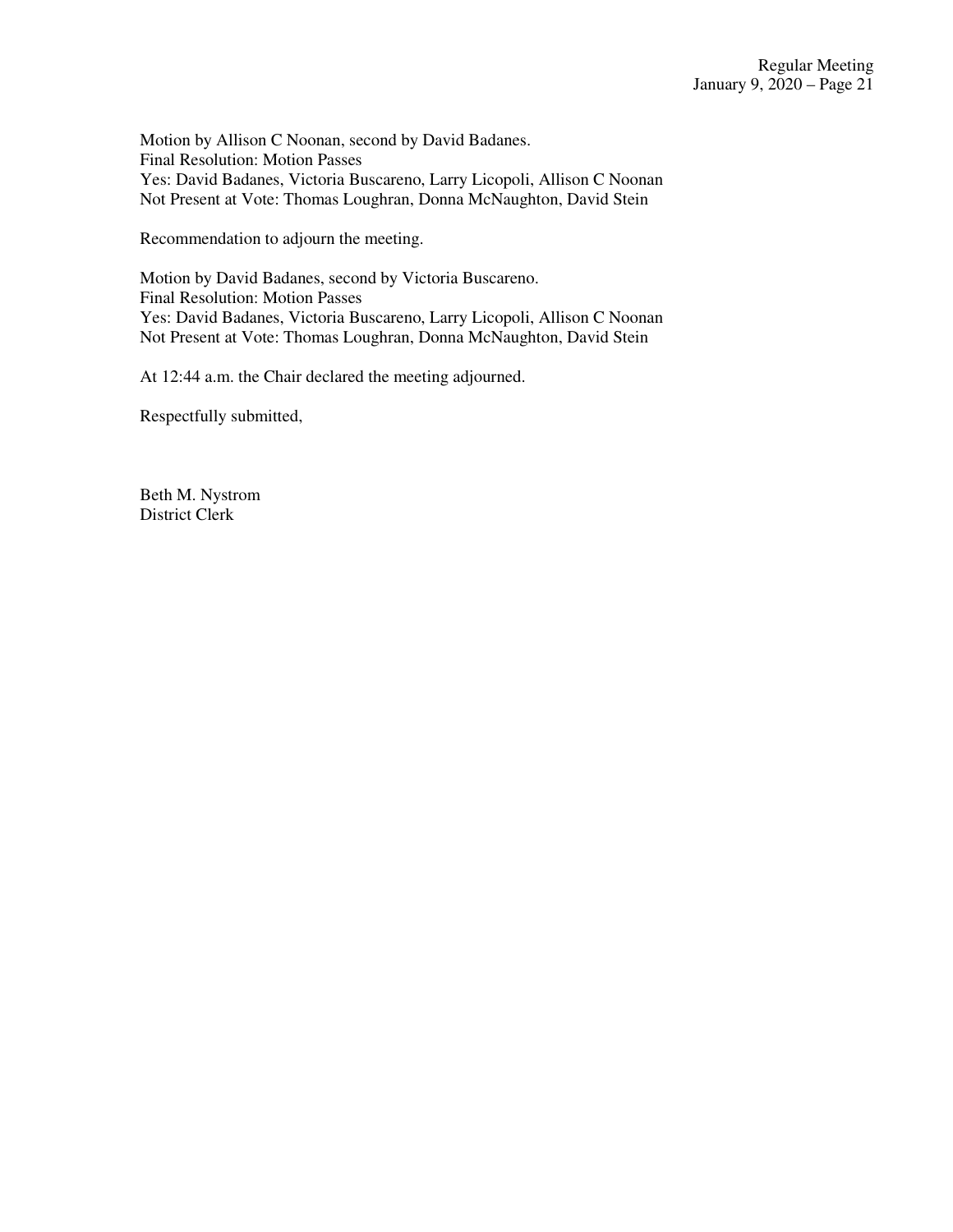Motion by Allison C Noonan, second by David Badanes.
Final Resolution: Motion Passes
Yes: David Badanes, Victoria Buscareno, Larry Licopoli, Allison C Noonan
Not Present at Vote: Thomas Loughran, Donna McNaughton, David Stein

Recommendation to adjourn the meeting.

Motion by David Badanes, second by Victoria Buscareno.
Final Resolution: Motion Passes
Yes: David Badanes, Victoria Buscareno, Larry Licopoli, Allison C Noonan
Not Present at Vote: Thomas Loughran, Donna McNaughton, David Stein

At 12:44 a.m. the Chair declared the meeting adjourned.

Respectfully submitted,

Beth M. Nystrom
District Clerk